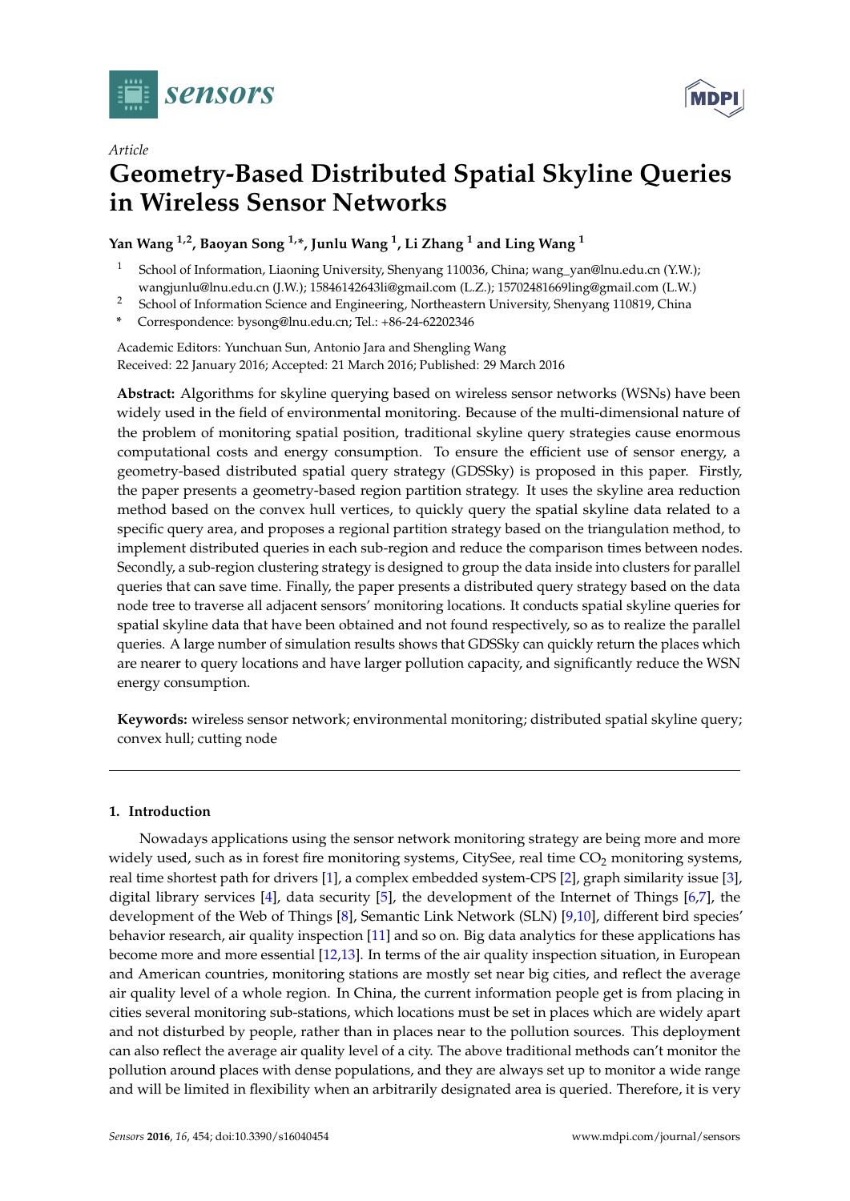*Article*

# Geometry-Based Distributed Spatial Skyline Queries in Wireless Sensor Networks

**Yan Wang [1,2], Baoyan Song [1,*], Junlu Wang [1], Li Zhang [1] and Ling Wang [1]**

1 School of Information, Liaoning University, Shenyang 110036, China; wang_yan@lnu.edu.cn (Y.W.); wangjunlu@lnu.edu.cn (J.W.); 15846142643li@gmail.com (L.Z.); 15702481669ling@gmail.com (L.W.)

2 School of Information Science and Engineering, Northeastern University, Shenyang 110819, China

\* Correspondence: bysong@lnu.edu.cn; Tel.: +86-24-62202346

Academic Editors: Yunchuan Sun, Antonio Jara and Shengling Wang

Received: 22 January 2016; Accepted: 21 March 2016; Published: 29 March 2016

**Abstract:** Algorithms for skyline querying based on wireless sensor networks (WSNs) have been widely used in the field of environmental monitoring. Because of the multi-dimensional nature of the problem of monitoring spatial position, traditional skyline query strategies cause enormous computational costs and energy consumption. To ensure the efficient use of sensor energy, a geometry-based distributed spatial query strategy (GDSSky) is proposed in this paper. Firstly, the paper presents a geometry-based region partition strategy. It uses the skyline area reduction method based on the convex hull vertices, to quickly query the spatial skyline data related to a specific query area, and proposes a regional partition strategy based on the triangulation method, to implement distributed queries in each sub-region and reduce the comparison times between nodes. Secondly, a sub-region clustering strategy is designed to group the data inside into clusters for parallel queries that can save time. Finally, the paper presents a distributed query strategy based on the data node tree to traverse all adjacent sensors' monitoring locations. It conducts spatial skyline queries for spatial skyline data that have been obtained and not found respectively, so as to realize the parallel queries. A large number of simulation results shows that GDSSky can quickly return the places which are nearer to query locations and have larger pollution capacity, and significantly reduce the WSN energy consumption.

**Keywords:** wireless sensor network; environmental monitoring; distributed spatial skyline query; convex hull; cutting node

---

## 1. Introduction

Nowadays applications using the sensor network monitoring strategy are being more and more widely used, such as in forest fire monitoring systems, CitySee, real time $CO_2$ monitoring systems, real time shortest path for drivers [1], a complex embedded system-CPS [2], graph similarity issue [3], digital library services [4], data security [5], the development of the Internet of Things [6,7], the development of the Web of Things [8], Semantic Link Network (SLN) [9,10], different bird species' behavior research, air quality inspection [11] and so on. Big data analytics for these applications has become more and more essential [12,13]. In terms of the air quality inspection situation, in European and American countries, monitoring stations are mostly set near big cities, and reflect the average air quality level of a whole region. In China, the current information people get is from placing in cities several monitoring sub-stations, which locations must be set in places which are widely apart and not disturbed by people, rather than in places near to the pollution sources. This deployment can also reflect the average air quality level of a city. The above traditional methods can't monitor the pollution around places with dense populations, and they are always set up to monitor a wide range and will be limited in flexibility when an arbitrarily designated area is queried. Therefore, it is very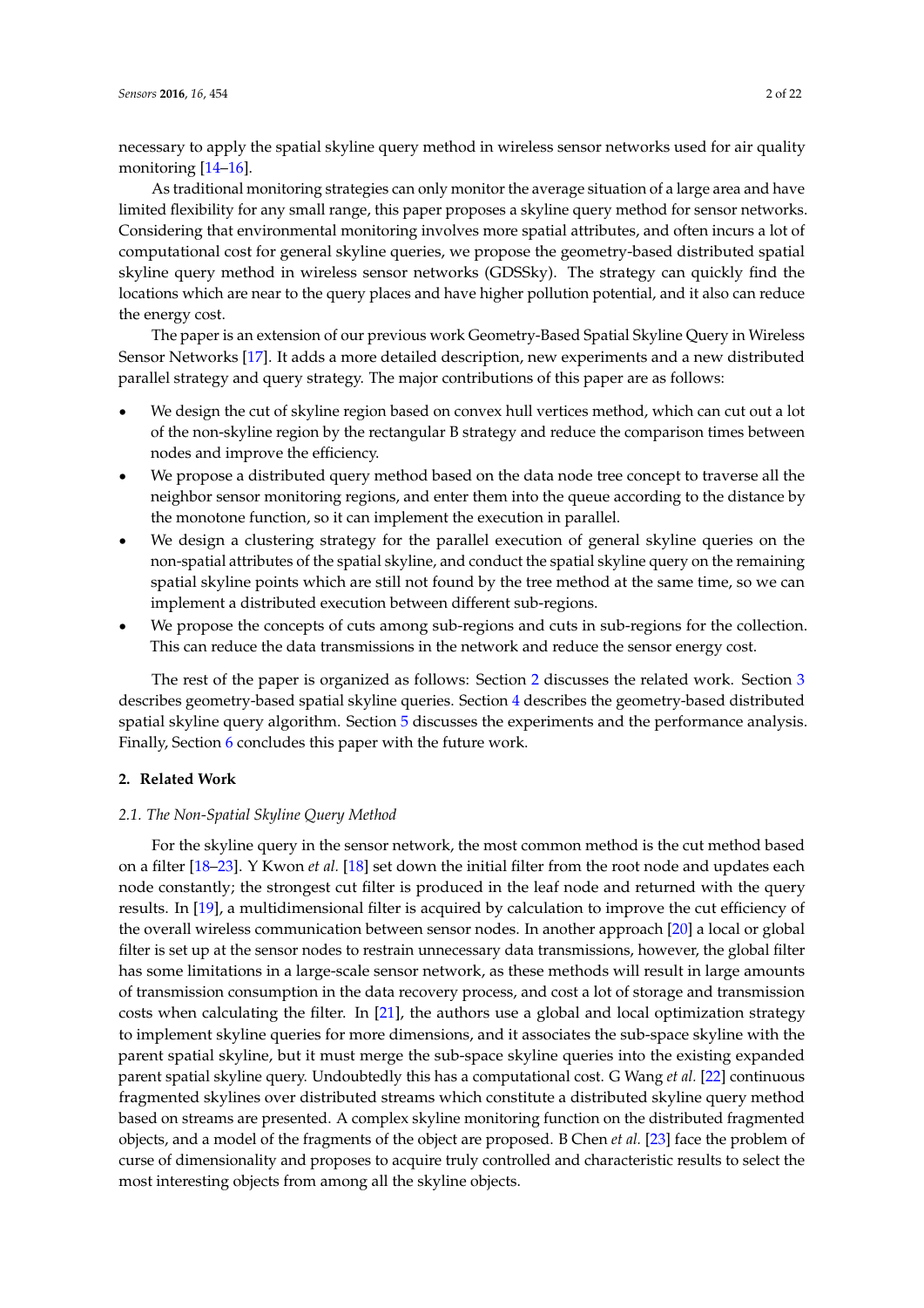necessary to apply the spatial skyline query method in wireless sensor networks used for air quality monitoring [14–16].

As traditional monitoring strategies can only monitor the average situation of a large area and have limited flexibility for any small range, this paper proposes a skyline query method for sensor networks. Considering that environmental monitoring involves more spatial attributes, and often incurs a lot of computational cost for general skyline queries, we propose the geometry-based distributed spatial skyline query method in wireless sensor networks (GDSSky). The strategy can quickly find the locations which are near to the query places and have higher pollution potential, and it also can reduce the energy cost.

The paper is an extension of our previous work Geometry-Based Spatial Skyline Query in Wireless Sensor Networks [17]. It adds a more detailed description, new experiments and a new distributed parallel strategy and query strategy. The major contributions of this paper are as follows:

- We design the cut of skyline region based on convex hull vertices method, which can cut out a lot of the non-skyline region by the rectangular B strategy and reduce the comparison times between nodes and improve the efficiency.
- We propose a distributed query method based on the data node tree concept to traverse all the neighbor sensor monitoring regions, and enter them into the queue according to the distance by the monotone function, so it can implement the execution in parallel.
- We design a clustering strategy for the parallel execution of general skyline queries on the non-spatial attributes of the spatial skyline, and conduct the spatial skyline query on the remaining spatial skyline points which are still not found by the tree method at the same time, so we can implement a distributed execution between different sub-regions.
- We propose the concepts of cuts among sub-regions and cuts in sub-regions for the collection. This can reduce the data transmissions in the network and reduce the sensor energy cost.

The rest of the paper is organized as follows: Section 2 discusses the related work. Section 3 describes geometry-based spatial skyline queries. Section 4 describes the geometry-based distributed spatial skyline query algorithm. Section 5 discusses the experiments and the performance analysis. Finally, Section 6 concludes this paper with the future work.

## 2. Related Work

### 2.1. The Non-Spatial Skyline Query Method

For the skyline query in the sensor network, the most common method is the cut method based on a filter [18–23]. Y Kwon *et al.* [18] set down the initial filter from the root node and updates each node constantly; the strongest cut filter is produced in the leaf node and returned with the query results. In [19], a multidimensional filter is acquired by calculation to improve the cut efficiency of the overall wireless communication between sensor nodes. In another approach [20] a local or global filter is set up at the sensor nodes to restrain unnecessary data transmissions, however, the global filter has some limitations in a large-scale sensor network, as these methods will result in large amounts of transmission consumption in the data recovery process, and cost a lot of storage and transmission costs when calculating the filter. In [21], the authors use a global and local optimization strategy to implement skyline queries for more dimensions, and it associates the sub-space skyline with the parent spatial skyline, but it must merge the sub-space skyline queries into the existing expanded parent spatial skyline query. Undoubtedly this has a computational cost. G Wang *et al.* [22] continuous fragmented skylines over distributed streams which constitute a distributed skyline query method based on streams are presented. A complex skyline monitoring function on the distributed fragmented objects, and a model of the fragments of the object are proposed. B Chen *et al.* [23] face the problem of curse of dimensionality and proposes to acquire truly controlled and characteristic results to select the most interesting objects from among all the skyline objects.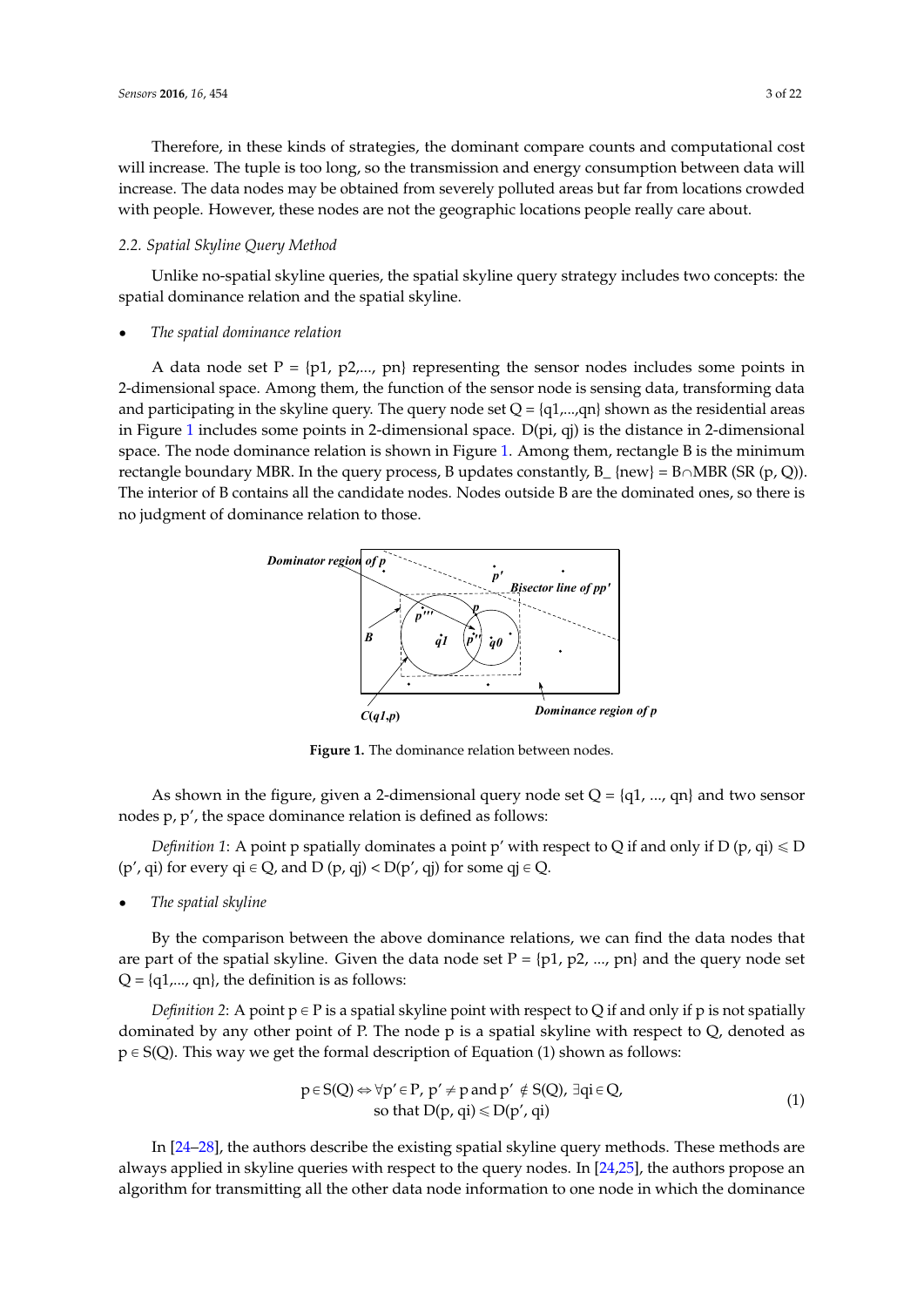Therefore, in these kinds of strategies, the dominant compare counts and computational cost will increase. The tuple is too long, so the transmission and energy consumption between data will increase. The data nodes may be obtained from severely polluted areas but far from locations crowded with people. However, these nodes are not the geographic locations people really care about.

### 2.2. Spatial Skyline Query Method

Unlike no-spatial skyline queries, the spatial skyline query strategy includes two concepts: the spatial dominance relation and the spatial skyline.

- *The spatial dominance relation*

A data node set P = {p1, p2,..., pn} representing the sensor nodes includes some points in 2-dimensional space. Among them, the function of the sensor node is sensing data, transforming data and participating in the skyline query. The query node set Q = {q1,...,qn} shown as the residential areas in Figure 1 includes some points in 2-dimensional space. D(pi, qj) is the distance in 2-dimensional space. The node dominance relation is shown in Figure 1. Among them, rectangle B is the minimum rectangle boundary MBR. In the query process, B updates constantly, B_ {new} = B∩MBR (SR (p, Q)). The interior of B contains all the candidate nodes. Nodes outside B are the dominated ones, so there is no judgment of dominance relation to those.

**Figure 1.** The dominance relation between nodes.

As shown in the figure, given a 2-dimensional query node set Q = {q1, ..., qn} and two sensor nodes p, p′, the space dominance relation is defined as follows:

*Definition 1*: A point p spatially dominates a point p′ with respect to Q if and only if D (p, qi) ⩽ D (p′, qi) for every qi ∈ Q, and D (p, qj) < D(p′, qj) for some qj ∈ Q.

- *The spatial skyline*

By the comparison between the above dominance relations, we can find the data nodes that are part of the spatial skyline. Given the data node set P = {p1, p2, ..., pn} and the query node set Q = {q1,..., qn}, the definition is as follows:

*Definition 2*: A point p ∈ P is a spatial skyline point with respect to Q if and only if p is not spatially dominated by any other point of P. The node p is a spatial skyline with respect to Q, denoted as p ∈ S(Q). This way we get the formal description of Equation (1) shown as follows:

$$
\begin{array}{c} p \in S(Q) \Leftrightarrow \forall p' \in P,\ p' \neq p \text{ and } p' \notin S(Q),\ \exists qi \in Q, \\ \text{so that } D(p, qi) \leqslant D(p', qi) \end{array} \tag{1}
$$

In [24–28], the authors describe the existing spatial skyline query methods. These methods are always applied in skyline queries with respect to the query nodes. In [24,25], the authors propose an algorithm for transmitting all the other data node information to one node in which the dominance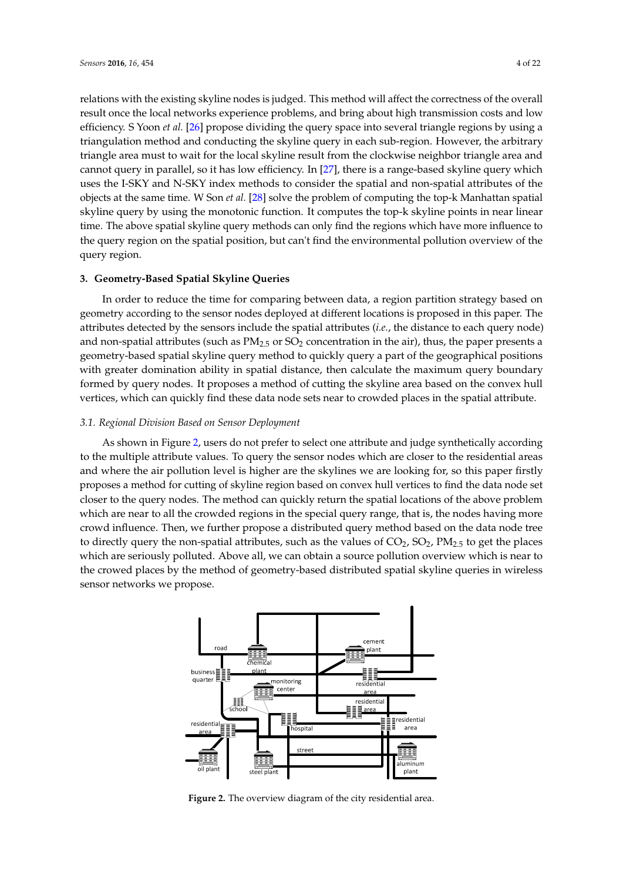relations with the existing skyline nodes is judged. This method will affect the correctness of the overall result once the local networks experience problems, and bring about high transmission costs and low efficiency. S Yoon *et al.* [26] propose dividing the query space into several triangle regions by using a triangulation method and conducting the skyline query in each sub-region. However, the arbitrary triangle area must to wait for the local skyline result from the clockwise neighbor triangle area and cannot query in parallel, so it has low efficiency. In [27], there is a range-based skyline query which uses the I-SKY and N-SKY index methods to consider the spatial and non-spatial attributes of the objects at the same time. W Son *et al.* [28] solve the problem of computing the top-k Manhattan spatial skyline query by using the monotonic function. It computes the top-k skyline points in near linear time. The above spatial skyline query methods can only find the regions which have more influence to the query region on the spatial position, but can't find the environmental pollution overview of the query region.

## 3. Geometry-Based Spatial Skyline Queries

In order to reduce the time for comparing between data, a region partition strategy based on geometry according to the sensor nodes deployed at different locations is proposed in this paper. The attributes detected by the sensors include the spatial attributes (*i.e.*, the distance to each query node) and non-spatial attributes (such as $PM_{2.5}$ or $SO_2$ concentration in the air), thus, the paper presents a geometry-based spatial skyline query method to quickly query a part of the geographical positions with greater domination ability in spatial distance, then calculate the maximum query boundary formed by query nodes. It proposes a method of cutting the skyline area based on the convex hull vertices, which can quickly find these data node sets near to crowded places in the spatial attribute.

### *3.1. Regional Division Based on Sensor Deployment*

As shown in Figure 2, users do not prefer to select one attribute and judge synthetically according to the multiple attribute values. To query the sensor nodes which are closer to the residential areas and where the air pollution level is higher are the skylines we are looking for, so this paper firstly proposes a method for cutting of skyline region based on convex hull vertices to find the data node set closer to the query nodes. The method can quickly return the spatial locations of the above problem which are near to all the crowded regions in the special query range, that is, the nodes having more crowd influence. Then, we further propose a distributed query method based on the data node tree to directly query the non-spatial attributes, such as the values of $CO_2$, $SO_2$, $PM_{2.5}$ to get the places which are seriously polluted. Above all, we can obtain a source pollution overview which is near to the crowed places by the method of geometry-based distributed spatial skyline queries in wireless sensor networks we propose.

**Figure 2.** The overview diagram of the city residential area.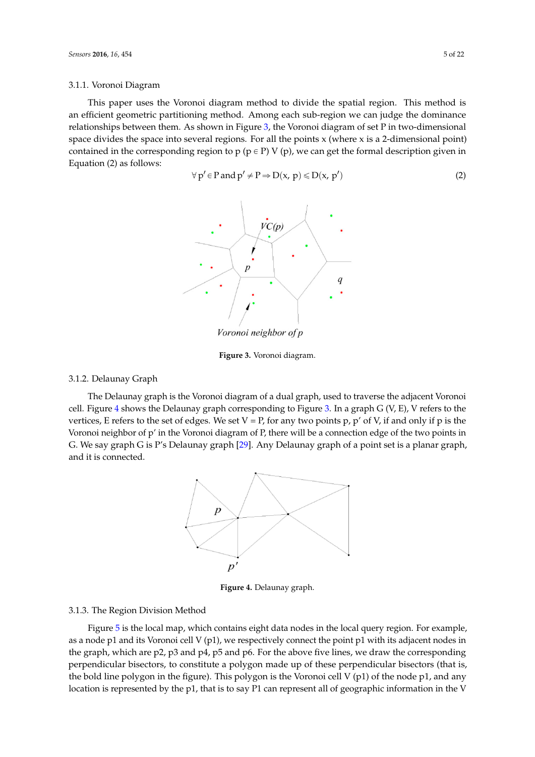### 3.1.1. Voronoi Diagram

This paper uses the Voronoi diagram method to divide the spatial region. This method is an efficient geometric partitioning method. Among each sub-region we can judge the dominance relationships between them. As shown in Figure 3, the Voronoi diagram of set P in two-dimensional space divides the space into several regions. For all the points x (where x is a 2-dimensional point) contained in the corresponding region to p ($p \in P$) V (p), we can get the formal description given in Equation (2) as follows:

$$\forall p' \in P \text{ and } p' \neq P \Rightarrow D(x, p) \leqslant D(x, p') \tag{2}$$

**Figure 3.** Voronoi diagram.

### 3.1.2. Delaunay Graph

The Delaunay graph is the Voronoi diagram of a dual graph, used to traverse the adjacent Voronoi cell. Figure 4 shows the Delaunay graph corresponding to Figure 3. In a graph G (V, E), V refers to the vertices, E refers to the set of edges. We set V = P, for any two points p, p′ of V, if and only if p is the Voronoi neighbor of p′ in the Voronoi diagram of P, there will be a connection edge of the two points in G. We say graph G is P's Delaunay graph [29]. Any Delaunay graph of a point set is a planar graph, and it is connected.

**Figure 4.** Delaunay graph.

### 3.1.3. The Region Division Method

Figure 5 is the local map, which contains eight data nodes in the local query region. For example, as a node p1 and its Voronoi cell V (p1), we respectively connect the point p1 with its adjacent nodes in the graph, which are p2, p3 and p4, p5 and p6. For the above five lines, we draw the corresponding perpendicular bisectors, to constitute a polygon made up of these perpendicular bisectors (that is, the bold line polygon in the figure). This polygon is the Voronoi cell V (p1) of the node p1, and any location is represented by the p1, that is to say P1 can represent all of geographic information in the V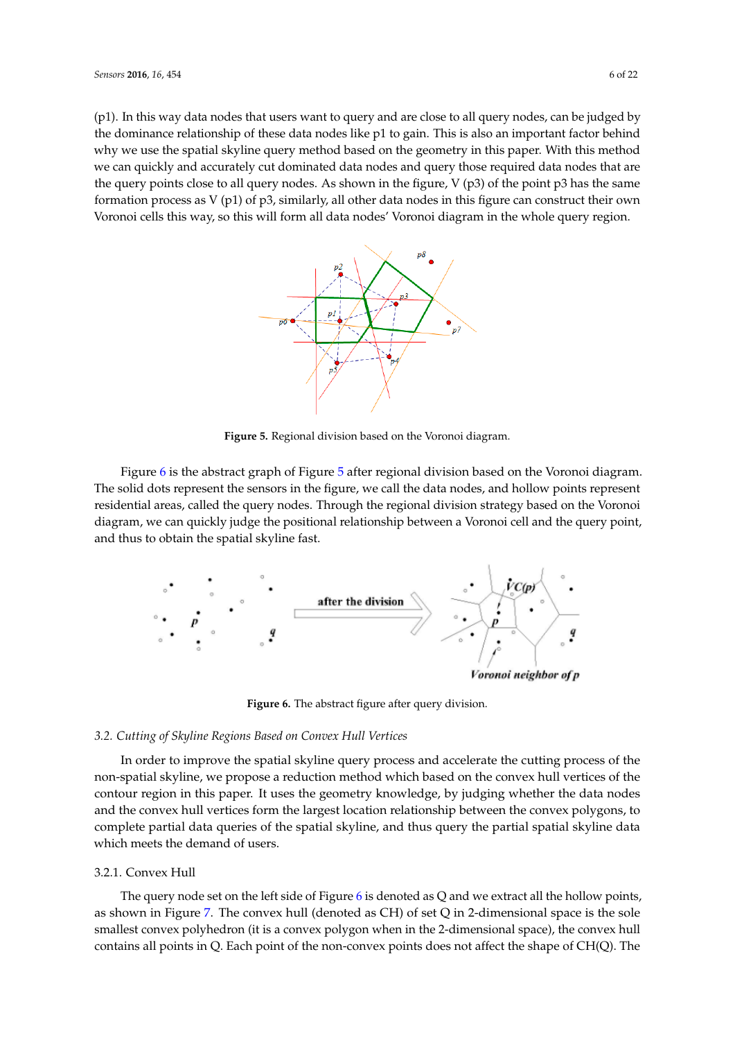(p1). In this way data nodes that users want to query and are close to all query nodes, can be judged by the dominance relationship of these data nodes like p1 to gain. This is also an important factor behind why we use the spatial skyline query method based on the geometry in this paper. With this method we can quickly and accurately cut dominated data nodes and query those required data nodes that are the query points close to all query nodes. As shown in the figure, V (p3) of the point p3 has the same formation process as V (p1) of p3, similarly, all other data nodes in this figure can construct their own Voronoi cells this way, so this will form all data nodes' Voronoi diagram in the whole query region.

**Figure 5.** Regional division based on the Voronoi diagram.

Figure 6 is the abstract graph of Figure 5 after regional division based on the Voronoi diagram. The solid dots represent the sensors in the figure, we call the data nodes, and hollow points represent residential areas, called the query nodes. Through the regional division strategy based on the Voronoi diagram, we can quickly judge the positional relationship between a Voronoi cell and the query point, and thus to obtain the spatial skyline fast.

**Figure 6.** The abstract figure after query division.

### 3.2. Cutting of Skyline Regions Based on Convex Hull Vertices

In order to improve the spatial skyline query process and accelerate the cutting process of the non-spatial skyline, we propose a reduction method which based on the convex hull vertices of the contour region in this paper. It uses the geometry knowledge, by judging whether the data nodes and the convex hull vertices form the largest location relationship between the convex polygons, to complete partial data queries of the spatial skyline, and thus query the partial spatial skyline data which meets the demand of users.

#### 3.2.1. Convex Hull

The query node set on the left side of Figure 6 is denoted as Q and we extract all the hollow points, as shown in Figure 7. The convex hull (denoted as CH) of set Q in 2-dimensional space is the sole smallest convex polyhedron (it is a convex polygon when in the 2-dimensional space), the convex hull contains all points in Q. Each point of the non-convex points does not affect the shape of CH(Q). The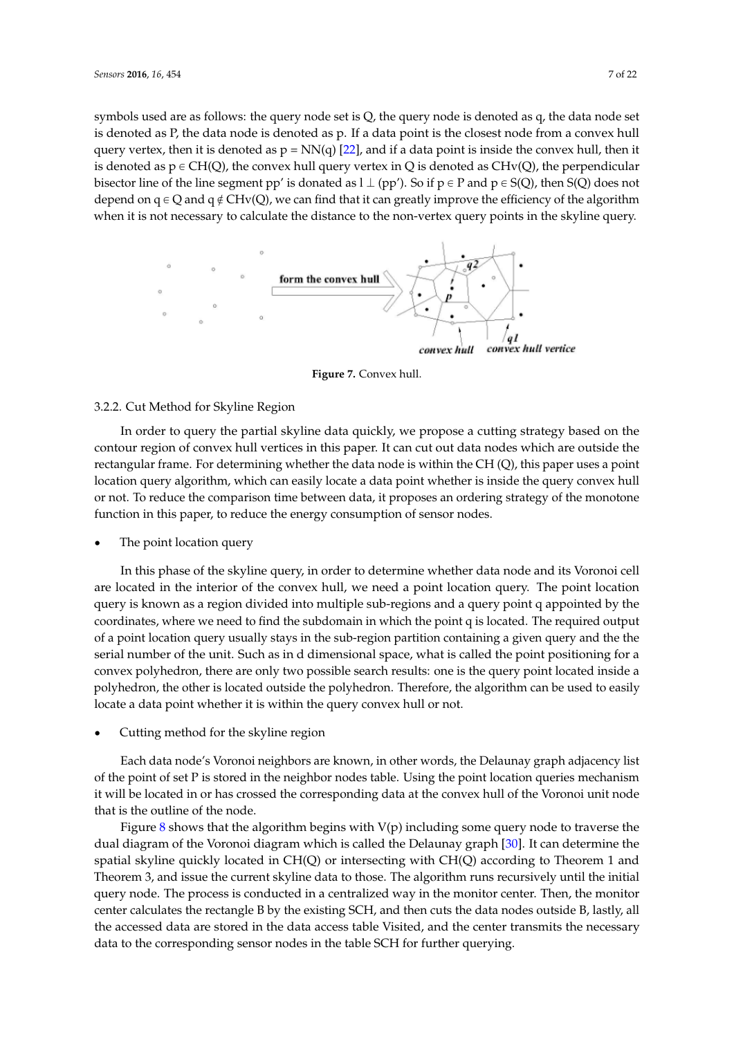symbols used are as follows: the query node set is Q, the query node is denoted as q, the data node set is denoted as P, the data node is denoted as p. If a data point is the closest node from a convex hull query vertex, then it is denoted as p = NN(q) [22], and if a data point is inside the convex hull, then it is denoted as p ∈ CH(Q), the convex hull query vertex in Q is denoted as CHv(Q), the perpendicular bisector line of the line segment pp′ is donated as l ⊥ (pp′). So if p ∈ P and p ∈ S(Q), then S(Q) does not depend on q ∈ Q and q ∉ CHv(Q), we can find that it can greatly improve the efficiency of the algorithm when it is not necessary to calculate the distance to the non-vertex query points in the skyline query.

**Figure 7.** Convex hull.

3.2.2. Cut Method for Skyline Region

In order to query the partial skyline data quickly, we propose a cutting strategy based on the contour region of convex hull vertices in this paper. It can cut out data nodes which are outside the rectangular frame. For determining whether the data node is within the CH (Q), this paper uses a point location query algorithm, which can easily locate a data point whether is inside the query convex hull or not. To reduce the comparison time between data, it proposes an ordering strategy of the monotone function in this paper, to reduce the energy consumption of sensor nodes.

- The point location query

In this phase of the skyline query, in order to determine whether data node and its Voronoi cell are located in the interior of the convex hull, we need a point location query. The point location query is known as a region divided into multiple sub-regions and a query point q appointed by the coordinates, where we need to find the subdomain in which the point q is located. The required output of a point location query usually stays in the sub-region partition containing a given query and the the serial number of the unit. Such as in d dimensional space, what is called the point positioning for a convex polyhedron, there are only two possible search results: one is the query point located inside a polyhedron, the other is located outside the polyhedron. Therefore, the algorithm can be used to easily locate a data point whether it is within the query convex hull or not.

- Cutting method for the skyline region

Each data node's Voronoi neighbors are known, in other words, the Delaunay graph adjacency list of the point of set P is stored in the neighbor nodes table. Using the point location queries mechanism it will be located in or has crossed the corresponding data at the convex hull of the Voronoi unit node that is the outline of the node.

Figure 8 shows that the algorithm begins with V(p) including some query node to traverse the dual diagram of the Voronoi diagram which is called the Delaunay graph [30]. It can determine the spatial skyline quickly located in CH(Q) or intersecting with CH(Q) according to Theorem 1 and Theorem 3, and issue the current skyline data to those. The algorithm runs recursively until the initial query node. The process is conducted in a centralized way in the monitor center. Then, the monitor center calculates the rectangle B by the existing SCH, and then cuts the data nodes outside B, lastly, all the accessed data are stored in the data access table Visited, and the center transmits the necessary data to the corresponding sensor nodes in the table SCH for further querying.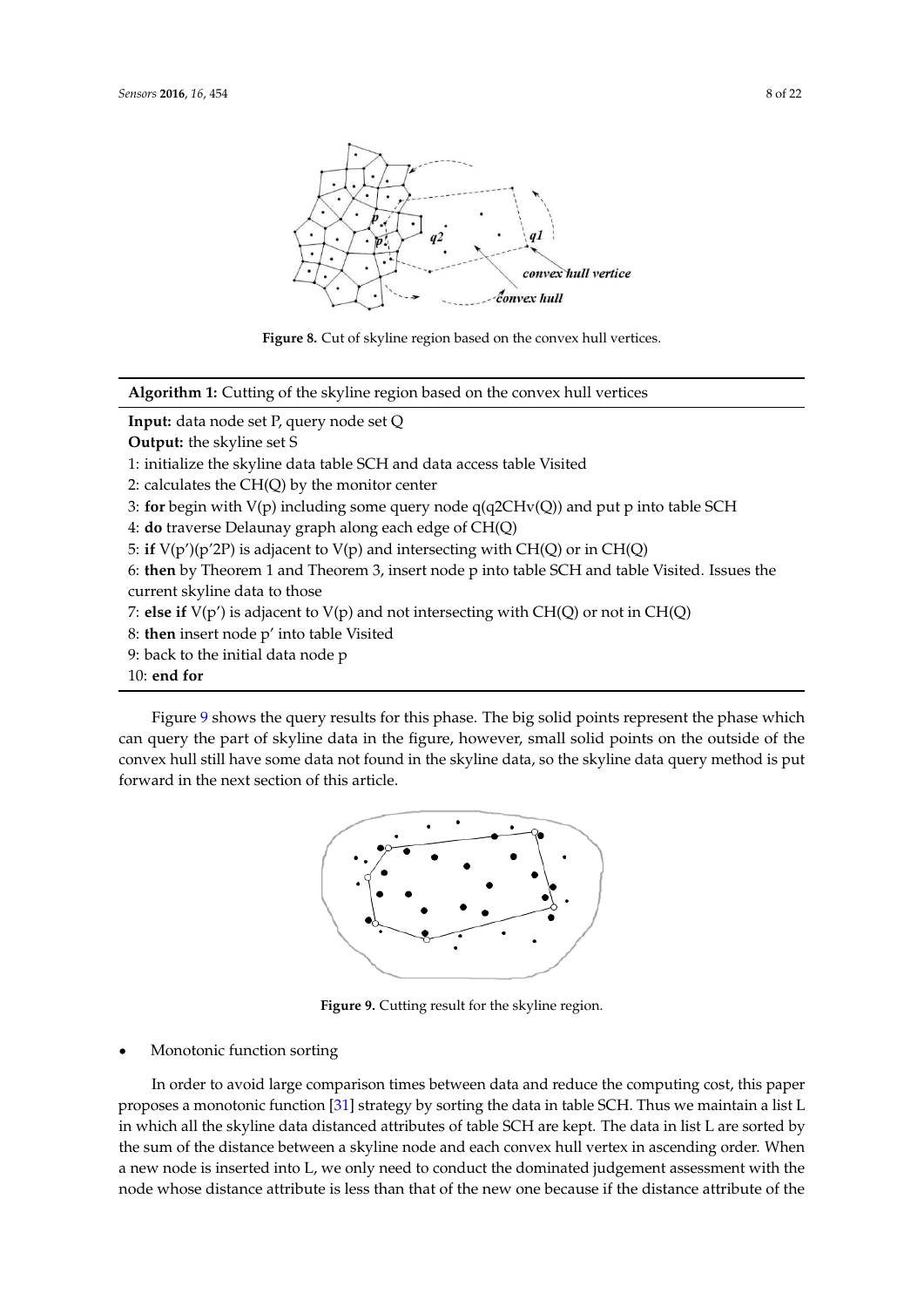Figure 8. Cut of skyline region based on the convex hull vertices.

**Algorithm 1:** Cutting of the skyline region based on the convex hull vertices

**Input:** data node set P, query node set Q
**Output:** the skyline set S
1: initialize the skyline data table SCH and data access table Visited
2: calculates the CH(Q) by the monitor center
3: **for** begin with V(p) including some query node q(q2CHv(Q)) and put p into table SCH
4: **do** traverse Delaunay graph along each edge of CH(Q)
5: **if** V(p')(p'2P) is adjacent to V(p) and intersecting with CH(Q) or in CH(Q)
6: **then** by Theorem 1 and Theorem 3, insert node p into table SCH and table Visited. Issues the current skyline data to those
7: **else if** V(p') is adjacent to V(p) and not intersecting with CH(Q) or not in CH(Q)
8: **then** insert node p' into table Visited
9: back to the initial data node p
10: **end for**

Figure 9 shows the query results for this phase. The big solid points represent the phase which can query the part of skyline data in the figure, however, small solid points on the outside of the convex hull still have some data not found in the skyline data, so the skyline data query method is put forward in the next section of this article.

Figure 9. Cutting result for the skyline region.

- Monotonic function sorting

In order to avoid large comparison times between data and reduce the computing cost, this paper proposes a monotonic function [31] strategy by sorting the data in table SCH. Thus we maintain a list L in which all the skyline data distanced attributes of table SCH are kept. The data in list L are sorted by the sum of the distance between a skyline node and each convex hull vertex in ascending order. When a new node is inserted into L, we only need to conduct the dominated judgement assessment with the node whose distance attribute is less than that of the new one because if the distance attribute of the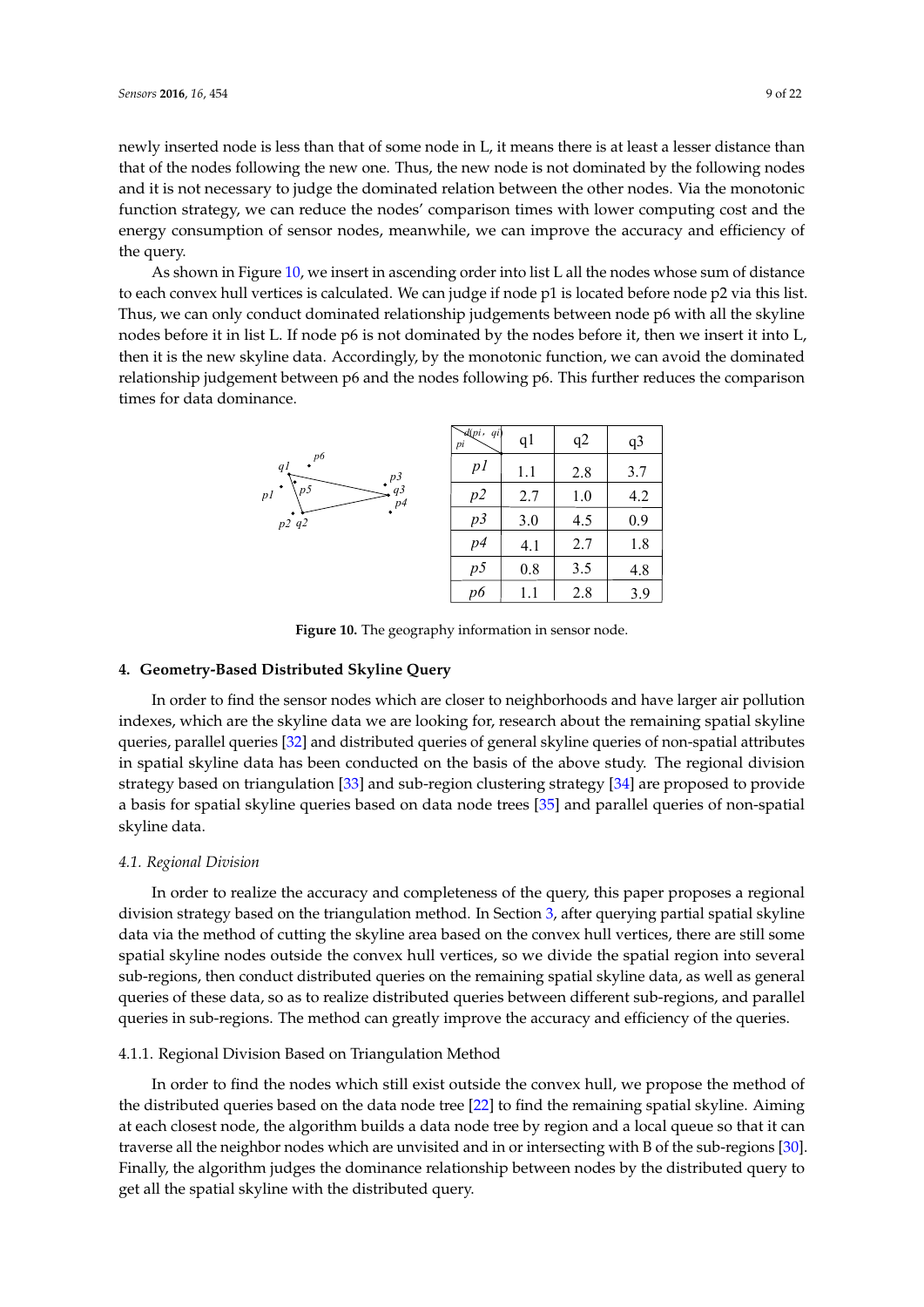newly inserted node is less than that of some node in L, it means there is at least a lesser distance than that of the nodes following the new one. Thus, the new node is not dominated by the following nodes and it is not necessary to judge the dominated relation between the other nodes. Via the monotonic function strategy, we can reduce the nodes' comparison times with lower computing cost and the energy consumption of sensor nodes, meanwhile, we can improve the accuracy and efficiency of the query.

As shown in Figure 10, we insert in ascending order into list L all the nodes whose sum of distance to each convex hull vertices is calculated. We can judge if node p1 is located before node p2 via this list. Thus, we can only conduct dominated relationship judgements between node p6 with all the skyline nodes before it in list L. If node p6 is not dominated by the nodes before it, then we insert it into L, then it is the new skyline data. Accordingly, by the monotonic function, we can avoid the dominated relationship judgement between p6 and the nodes following p6. This further reduces the comparison times for data dominance.

| $pi$ \ $d(pi, qi)$ | q1 | q2 | q3 |
|---|---|---|---|
| $p1$ | 1.1 | 2.8 | 3.7 |
| $p2$ | 2.7 | 1.0 | 4.2 |
| $p3$ | 3.0 | 4.5 | 0.9 |
| $p4$ | 4.1 | 2.7 | 1.8 |
| $p5$ | 0.8 | 3.5 | 4.8 |
| $p6$ | 1.1 | 2.8 | 3.9 |

**Figure 10.** The geography information in sensor node.

## 4. Geometry-Based Distributed Skyline Query

In order to find the sensor nodes which are closer to neighborhoods and have larger air pollution indexes, which are the skyline data we are looking for, research about the remaining spatial skyline queries, parallel queries [32] and distributed queries of general skyline queries of non-spatial attributes in spatial skyline data has been conducted on the basis of the above study. The regional division strategy based on triangulation [33] and sub-region clustering strategy [34] are proposed to provide a basis for spatial skyline queries based on data node trees [35] and parallel queries of non-spatial skyline data.

### *4.1. Regional Division*

In order to realize the accuracy and completeness of the query, this paper proposes a regional division strategy based on the triangulation method. In Section 3, after querying partial spatial skyline data via the method of cutting the skyline area based on the convex hull vertices, there are still some spatial skyline nodes outside the convex hull vertices, so we divide the spatial region into several sub-regions, then conduct distributed queries on the remaining spatial skyline data, as well as general queries of these data, so as to realize distributed queries between different sub-regions, and parallel queries in sub-regions. The method can greatly improve the accuracy and efficiency of the queries.

#### 4.1.1. Regional Division Based on Triangulation Method

In order to find the nodes which still exist outside the convex hull, we propose the method of the distributed queries based on the data node tree [22] to find the remaining spatial skyline. Aiming at each closest node, the algorithm builds a data node tree by region and a local queue so that it can traverse all the neighbor nodes which are unvisited and in or intersecting with B of the sub-regions [30]. Finally, the algorithm judges the dominance relationship between nodes by the distributed query to get all the spatial skyline with the distributed query.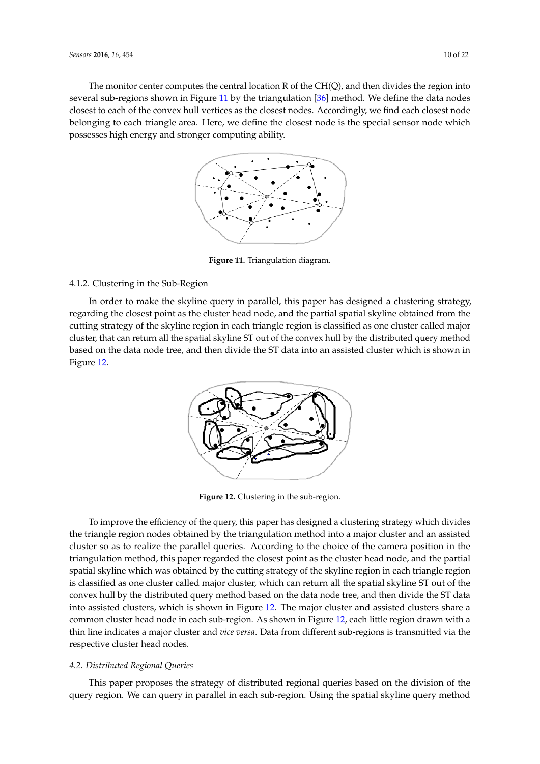The monitor center computes the central location R of the CH(Q), and then divides the region into several sub-regions shown in Figure 11 by the triangulation [36] method. We define the data nodes closest to each of the convex hull vertices as the closest nodes. Accordingly, we find each closest node belonging to each triangle area. Here, we define the closest node is the special sensor node which possesses high energy and stronger computing ability.

**Figure 11.** Triangulation diagram.

#### 4.1.2. Clustering in the Sub-Region

In order to make the skyline query in parallel, this paper has designed a clustering strategy, regarding the closest point as the cluster head node, and the partial spatial skyline obtained from the cutting strategy of the skyline region in each triangle region is classified as one cluster called major cluster, that can return all the spatial skyline ST out of the convex hull by the distributed query method based on the data node tree, and then divide the ST data into an assisted cluster which is shown in Figure 12.

**Figure 12.** Clustering in the sub-region.

To improve the efficiency of the query, this paper has designed a clustering strategy which divides the triangle region nodes obtained by the triangulation method into a major cluster and an assisted cluster so as to realize the parallel queries. According to the choice of the camera position in the triangulation method, this paper regarded the closest point as the cluster head node, and the partial spatial skyline which was obtained by the cutting strategy of the skyline region in each triangle region is classified as one cluster called major cluster, which can return all the spatial skyline ST out of the convex hull by the distributed query method based on the data node tree, and then divide the ST data into assisted clusters, which is shown in Figure 12. The major cluster and assisted clusters share a common cluster head node in each sub-region. As shown in Figure 12, each little region drawn with a thin line indicates a major cluster and *vice versa*. Data from different sub-regions is transmitted via the respective cluster head nodes.

### *4.2. Distributed Regional Queries*

This paper proposes the strategy of distributed regional queries based on the division of the query region. We can query in parallel in each sub-region. Using the spatial skyline query method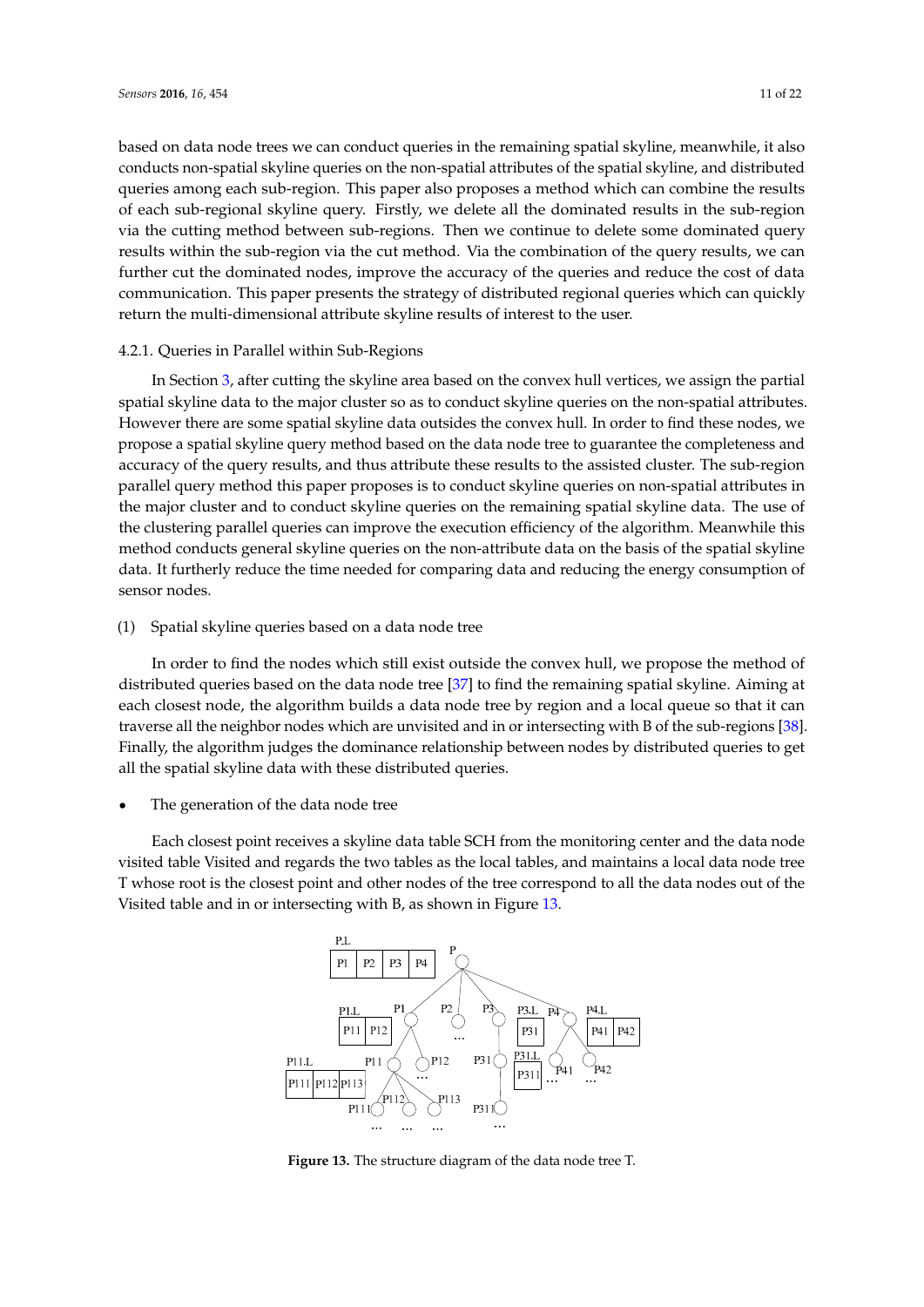based on data node trees we can conduct queries in the remaining spatial skyline, meanwhile, it also conducts non-spatial skyline queries on the non-spatial attributes of the spatial skyline, and distributed queries among each sub-region. This paper also proposes a method which can combine the results of each sub-regional skyline query. Firstly, we delete all the dominated results in the sub-region via the cutting method between sub-regions. Then we continue to delete some dominated query results within the sub-region via the cut method. Via the combination of the query results, we can further cut the dominated nodes, improve the accuracy of the queries and reduce the cost of data communication. This paper presents the strategy of distributed regional queries which can quickly return the multi-dimensional attribute skyline results of interest to the user.

#### 4.2.1. Queries in Parallel within Sub-Regions

In Section 3, after cutting the skyline area based on the convex hull vertices, we assign the partial spatial skyline data to the major cluster so as to conduct skyline queries on the non-spatial attributes. However there are some spatial skyline data outsides the convex hull. In order to find these nodes, we propose a spatial skyline query method based on the data node tree to guarantee the completeness and accuracy of the query results, and thus attribute these results to the assisted cluster. The sub-region parallel query method this paper proposes is to conduct skyline queries on non-spatial attributes in the major cluster and to conduct skyline queries on the remaining spatial skyline data. The use of the clustering parallel queries can improve the execution efficiency of the algorithm. Meanwhile this method conducts general skyline queries on the non-attribute data on the basis of the spatial skyline data. It furtherly reduce the time needed for comparing data and reducing the energy consumption of sensor nodes.

(1) Spatial skyline queries based on a data node tree

In order to find the nodes which still exist outside the convex hull, we propose the method of distributed queries based on the data node tree [37] to find the remaining spatial skyline. Aiming at each closest node, the algorithm builds a data node tree by region and a local queue so that it can traverse all the neighbor nodes which are unvisited and in or intersecting with B of the sub-regions [38]. Finally, the algorithm judges the dominance relationship between nodes by distributed queries to get all the spatial skyline data with these distributed queries.

- The generation of the data node tree

Each closest point receives a skyline data table SCH from the monitoring center and the data node visited table Visited and regards the two tables as the local tables, and maintains a local data node tree T whose root is the closest point and other nodes of the tree correspond to all the data nodes out of the Visited table and in or intersecting with B, as shown in Figure 13.

**Figure 13.** The structure diagram of the data node tree T.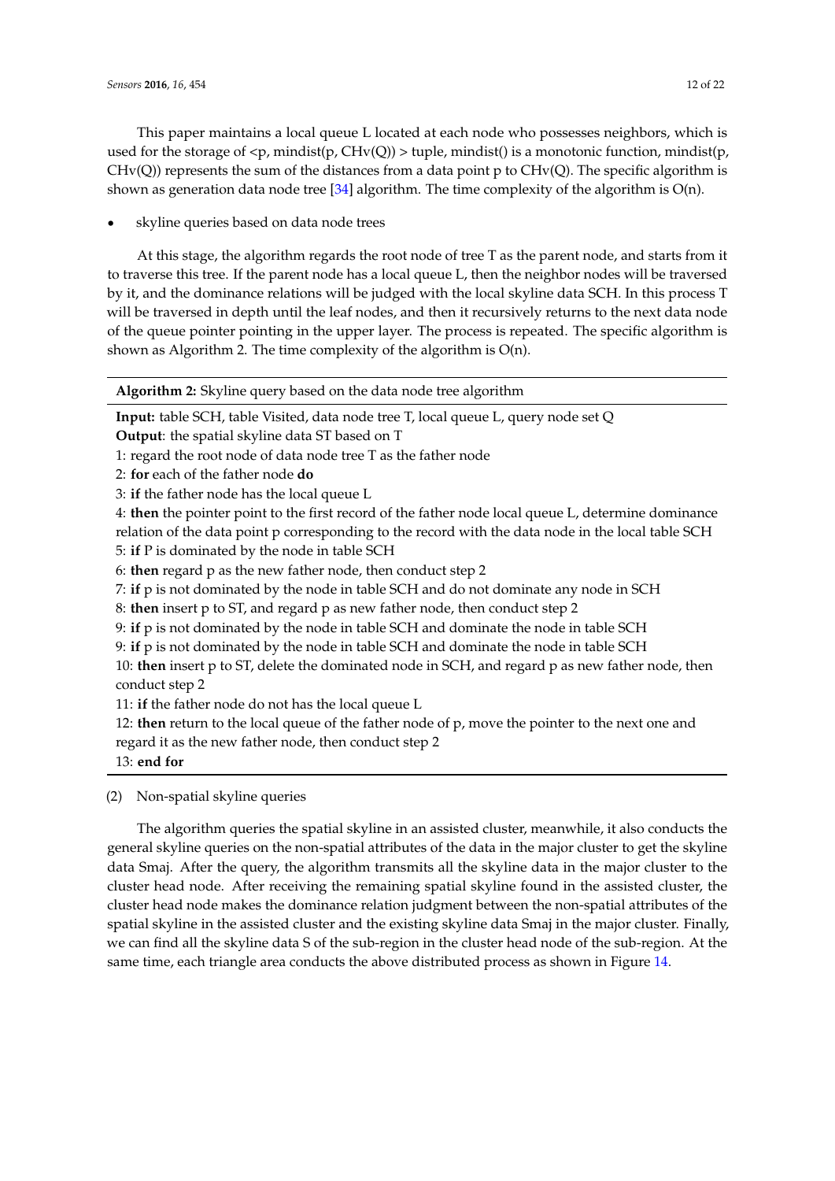This paper maintains a local queue L located at each node who possesses neighbors, which is used for the storage of <p, mindist(p, CHv(Q)) > tuple, mindist() is a monotonic function, mindist(p, CHv(Q)) represents the sum of the distances from a data point p to CHv(Q). The specific algorithm is shown as generation data node tree [34] algorithm. The time complexity of the algorithm is O(n).

- skyline queries based on data node trees

At this stage, the algorithm regards the root node of tree T as the parent node, and starts from it to traverse this tree. If the parent node has a local queue L, then the neighbor nodes will be traversed by it, and the dominance relations will be judged with the local skyline data SCH. In this process T will be traversed in depth until the leaf nodes, and then it recursively returns to the next data node of the queue pointer pointing in the upper layer. The process is repeated. The specific algorithm is shown as Algorithm 2. The time complexity of the algorithm is O(n).

---

**Algorithm 2:** Skyline query based on the data node tree algorithm

---

**Input:** table SCH, table Visited, data node tree T, local queue L, query node set Q
**Output**: the spatial skyline data ST based on T
1: regard the root node of data node tree T as the father node
2: **for** each of the father node **do**
3: **if** the father node has the local queue L
4: **then** the pointer point to the first record of the father node local queue L, determine dominance relation of the data point p corresponding to the record with the data node in the local table SCH
5: **if** P is dominated by the node in table SCH
6: **then** regard p as the new father node, then conduct step 2
7: **if** p is not dominated by the node in table SCH and do not dominate any node in SCH
8: **then** insert p to ST, and regard p as new father node, then conduct step 2
9: **if** p is not dominated by the node in table SCH and dominate the node in table SCH
9: **if** p is not dominated by the node in table SCH and dominate the node in table SCH
10: **then** insert p to ST, delete the dominated node in SCH, and regard p as new father node, then conduct step 2
11: **if** the father node do not has the local queue L
12: **then** return to the local queue of the father node of p, move the pointer to the next one and regard it as the new father node, then conduct step 2
13: **end for**

---

(2) Non-spatial skyline queries

The algorithm queries the spatial skyline in an assisted cluster, meanwhile, it also conducts the general skyline queries on the non-spatial attributes of the data in the major cluster to get the skyline data Smaj. After the query, the algorithm transmits all the skyline data in the major cluster to the cluster head node. After receiving the remaining spatial skyline found in the assisted cluster, the cluster head node makes the dominance relation judgment between the non-spatial attributes of the spatial skyline in the assisted cluster and the existing skyline data Smaj in the major cluster. Finally, we can find all the skyline data S of the sub-region in the cluster head node of the sub-region. At the same time, each triangle area conducts the above distributed process as shown in Figure 14.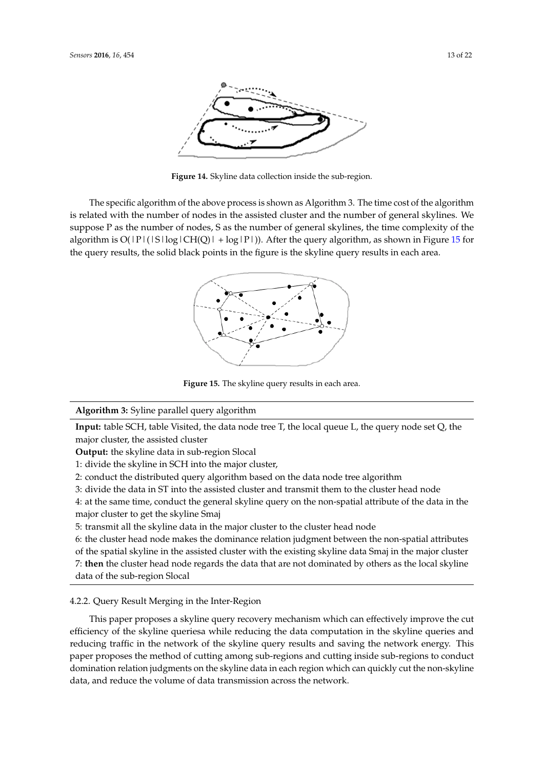Figure 14. Skyline data collection inside the sub-region.

The specific algorithm of the above process is shown as Algorithm 3. The time cost of the algorithm is related with the number of nodes in the assisted cluster and the number of general skylines. We suppose P as the number of nodes, S as the number of general skylines, the time complexity of the algorithm is $O(|P|(|S|\log|CH(Q)| + \log|P|))$. After the query algorithm, as shown in Figure 15 for the query results, the solid black points in the figure is the skyline query results in each area.

Figure 15. The skyline query results in each area.

---

**Algorithm 3:** Syline parallel query algorithm

**Input:** table SCH, table Visited, the data node tree T, the local queue L, the query node set Q, the major cluster, the assisted cluster

**Output:** the skyline data in sub-region Slocal

1: divide the skyline in SCH into the major cluster,

2: conduct the distributed query algorithm based on the data node tree algorithm

3: divide the data in ST into the assisted cluster and transmit them to the cluster head node

4: at the same time, conduct the general skyline query on the non-spatial attribute of the data in the major cluster to get the skyline Smaj

5: transmit all the skyline data in the major cluster to the cluster head node

6: the cluster head node makes the dominance relation judgment between the non-spatial attributes of the spatial skyline in the assisted cluster with the existing skyline data Smaj in the major cluster

7: **then** the cluster head node regards the data that are not dominated by others as the local skyline data of the sub-region Slocal

---

#### 4.2.2. Query Result Merging in the Inter-Region

This paper proposes a skyline query recovery mechanism which can effectively improve the cut efficiency of the skyline queriesa while reducing the data computation in the skyline queries and reducing traffic in the network of the skyline query results and saving the network energy. This paper proposes the method of cutting among sub-regions and cutting inside sub-regions to conduct domination relation judgments on the skyline data in each region which can quickly cut the non-skyline data, and reduce the volume of data transmission across the network.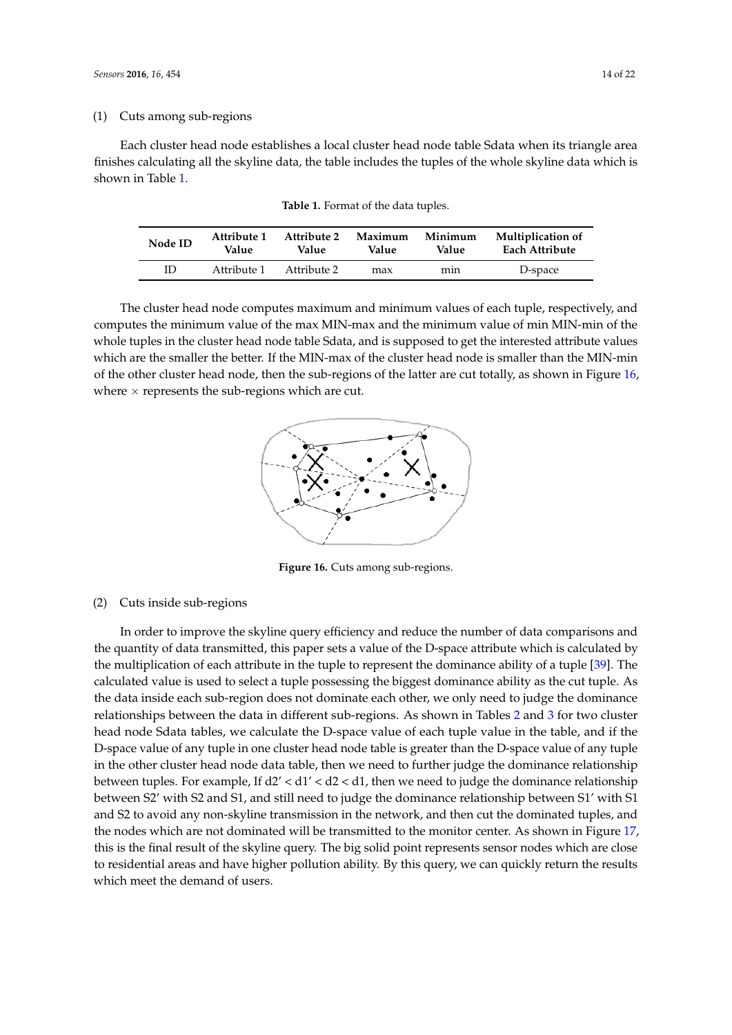(1) Cuts among sub-regions

Each cluster head node establishes a local cluster head node table Sdata when its triangle area finishes calculating all the skyline data, the table includes the tuples of the whole skyline data which is shown in Table 1.

**Table 1.** Format of the data tuples.

| Node ID | Attribute 1 Value | Attribute 2 Value | Maximum Value | Minimum Value | Multiplication of Each Attribute |
|---|---|---|---|---|---|
| ID | Attribute 1 | Attribute 2 | max | min | D-space |

The cluster head node computes maximum and minimum values of each tuple, respectively, and computes the minimum value of the max MIN-max and the minimum value of min MIN-min of the whole tuples in the cluster head node table Sdata, and is supposed to get the interested attribute values which are the smaller the better. If the MIN-max of the cluster head node is smaller than the MIN-min of the other cluster head node, then the sub-regions of the latter are cut totally, as shown in Figure 16, where × represents the sub-regions which are cut.

**Figure 16.** Cuts among sub-regions.

(2) Cuts inside sub-regions

In order to improve the skyline query efficiency and reduce the number of data comparisons and the quantity of data transmitted, this paper sets a value of the D-space attribute which is calculated by the multiplication of each attribute in the tuple to represent the dominance ability of a tuple [39]. The calculated value is used to select a tuple possessing the biggest dominance ability as the cut tuple. As the data inside each sub-region does not dominate each other, we only need to judge the dominance relationships between the data in different sub-regions. As shown in Tables 2 and 3 for two cluster head node Sdata tables, we calculate the D-space value of each tuple value in the table, and if the D-space value of any tuple in one cluster head node table is greater than the D-space value of any tuple in the other cluster head node data table, then we need to further judge the dominance relationship between tuples. For example, If d2′ < d1′ < d2 < d1, then we need to judge the dominance relationship between S2′ with S2 and S1, and still need to judge the dominance relationship between S1′ with S1 and S2 to avoid any non-skyline transmission in the network, and then cut the dominated tuples, and the nodes which are not dominated will be transmitted to the monitor center. As shown in Figure 17, this is the final result of the skyline query. The big solid point represents sensor nodes which are close to residential areas and have higher pollution ability. By this query, we can quickly return the results which meet the demand of users.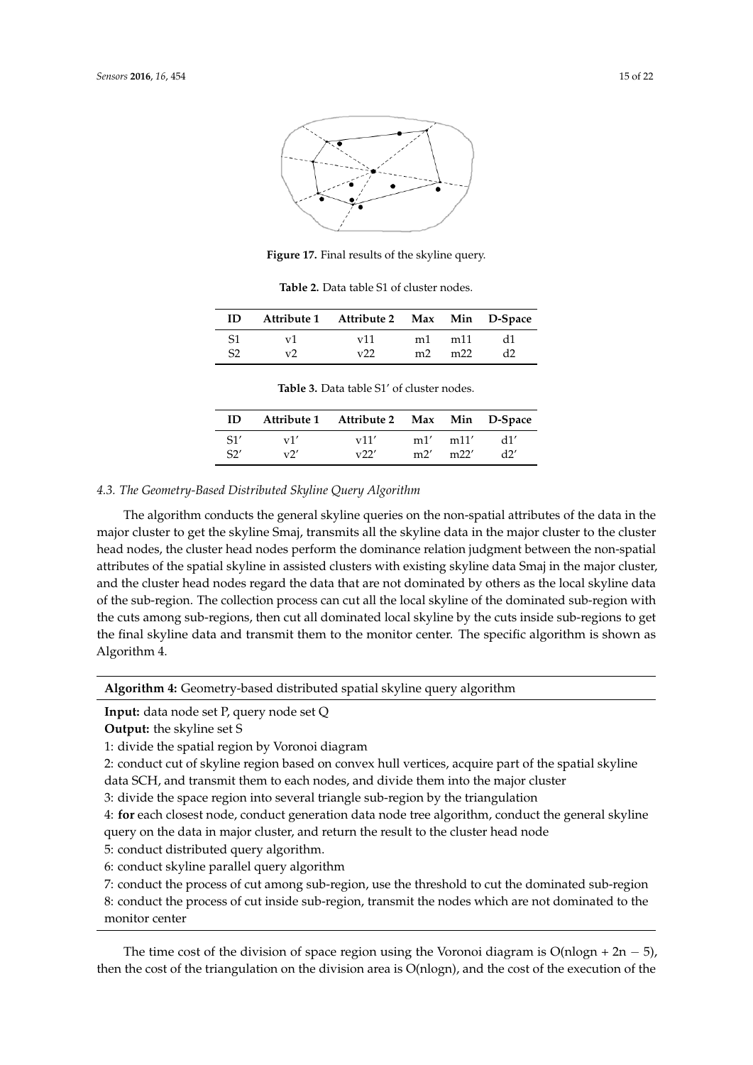**Figure 17.** Final results of the skyline query.

**Table 2.** Data table S1 of cluster nodes.

| ID | Attribute 1 | Attribute 2 | Max | Min | D-Space |
|---|---|---|---|---|---|
| S1 | v1 | v11 | m1 | m11 | d1 |
| S2 | v2 | v22 | m2 | m22 | d2 |

**Table 3.** Data table S1′ of cluster nodes.

| ID | Attribute 1 | Attribute 2 | Max | Min | D-Space |
|---|---|---|---|---|---|
| S1′ | v1′ | v11′ | m1′ | m11′ | d1′ |
| S2′ | v2′ | v22′ | m2′ | m22′ | d2′ |

### *4.3. The Geometry-Based Distributed Skyline Query Algorithm*

The algorithm conducts the general skyline queries on the non-spatial attributes of the data in the major cluster to get the skyline Smaj, transmits all the skyline data in the major cluster to the cluster head nodes, the cluster head nodes perform the dominance relation judgment between the non-spatial attributes of the spatial skyline in assisted clusters with existing skyline data Smaj in the major cluster, and the cluster head nodes regard the data that are not dominated by others as the local skyline data of the sub-region. The collection process can cut all the local skyline of the dominated sub-region with the cuts among sub-regions, then cut all dominated local skyline by the cuts inside sub-regions to get the final skyline data and transmit them to the monitor center. The specific algorithm is shown as Algorithm 4.

---

**Algorithm 4:** Geometry-based distributed spatial skyline query algorithm

---

**Input:** data node set P, query node set Q

**Output:** the skyline set S

1: divide the spatial region by Voronoi diagram

2: conduct cut of skyline region based on convex hull vertices, acquire part of the spatial skyline data SCH, and transmit them to each nodes, and divide them into the major cluster

3: divide the space region into several triangle sub-region by the triangulation

4: **for** each closest node, conduct generation data node tree algorithm, conduct the general skyline query on the data in major cluster, and return the result to the cluster head node

5: conduct distributed query algorithm.

6: conduct skyline parallel query algorithm

7: conduct the process of cut among sub-region, use the threshold to cut the dominated sub-region

8: conduct the process of cut inside sub-region, transmit the nodes which are not dominated to the monitor center

---

The time cost of the division of space region using the Voronoi diagram is $O(n\log n + 2n - 5)$, then the cost of the triangulation on the division area is $O(n\log n)$, and the cost of the execution of the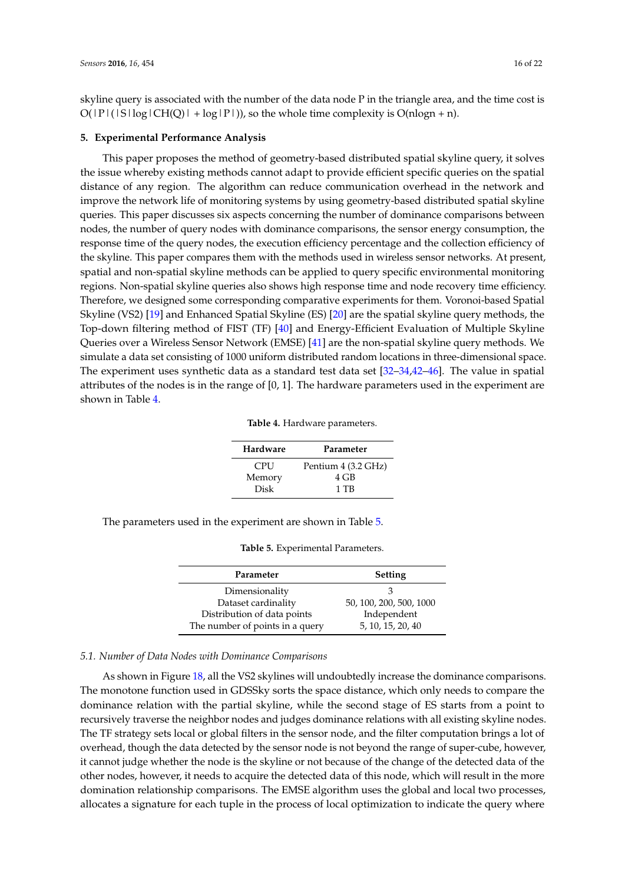skyline query is associated with the number of the data node P in the triangle area, and the time cost is $O(|P|(|S|\log|CH(Q)| + \log|P|))$, so the whole time complexity is $O(n\log n + n)$.

## 5. Experimental Performance Analysis

This paper proposes the method of geometry-based distributed spatial skyline query, it solves the issue whereby existing methods cannot adapt to provide efficient specific queries on the spatial distance of any region. The algorithm can reduce communication overhead in the network and improve the network life of monitoring systems by using geometry-based distributed spatial skyline queries. This paper discusses six aspects concerning the number of dominance comparisons between nodes, the number of query nodes with dominance comparisons, the sensor energy consumption, the response time of the query nodes, the execution efficiency percentage and the collection efficiency of the skyline. This paper compares them with the methods used in wireless sensor networks. At present, spatial and non-spatial skyline methods can be applied to query specific environmental monitoring regions. Non-spatial skyline queries also shows high response time and node recovery time efficiency. Therefore, we designed some corresponding comparative experiments for them. Voronoi-based Spatial Skyline (VS2) [19] and Enhanced Spatial Skyline (ES) [20] are the spatial skyline query methods, the Top-down filtering method of FIST (TF) [40] and Energy-Efficient Evaluation of Multiple Skyline Queries over a Wireless Sensor Network (EMSE) [41] are the non-spatial skyline query methods. We simulate a data set consisting of 1000 uniform distributed random locations in three-dimensional space. The experiment uses synthetic data as a standard test data set [32–34,42–46]. The value in spatial attributes of the nodes is in the range of [0, 1]. The hardware parameters used in the experiment are shown in Table 4.

**Table 4.** Hardware parameters.

| Hardware | Parameter |
|---|---|
| CPU | Pentium 4 (3.2 GHz) |
| Memory | 4 GB |
| Disk | 1 TB |

The parameters used in the experiment are shown in Table 5.

**Table 5.** Experimental Parameters.

| Parameter | Setting |
|---|---|
| Dimensionality | 3 |
| Dataset cardinality | 50, 100, 200, 500, 1000 |
| Distribution of data points | Independent |
| The number of points in a query | 5, 10, 15, 20, 40 |

### 5.1. Number of Data Nodes with Dominance Comparisons

As shown in Figure 18, all the VS2 skylines will undoubtedly increase the dominance comparisons. The monotone function used in GDSSky sorts the space distance, which only needs to compare the dominance relation with the partial skyline, while the second stage of ES starts from a point to recursively traverse the neighbor nodes and judges dominance relations with all existing skyline nodes. The TF strategy sets local or global filters in the sensor node, and the filter computation brings a lot of overhead, though the data detected by the sensor node is not beyond the range of super-cube, however, it cannot judge whether the node is the skyline or not because of the change of the detected data of the other nodes, however, it needs to acquire the detected data of this node, which will result in the more domination relationship comparisons. The EMSE algorithm uses the global and local two processes, allocates a signature for each tuple in the process of local optimization to indicate the query where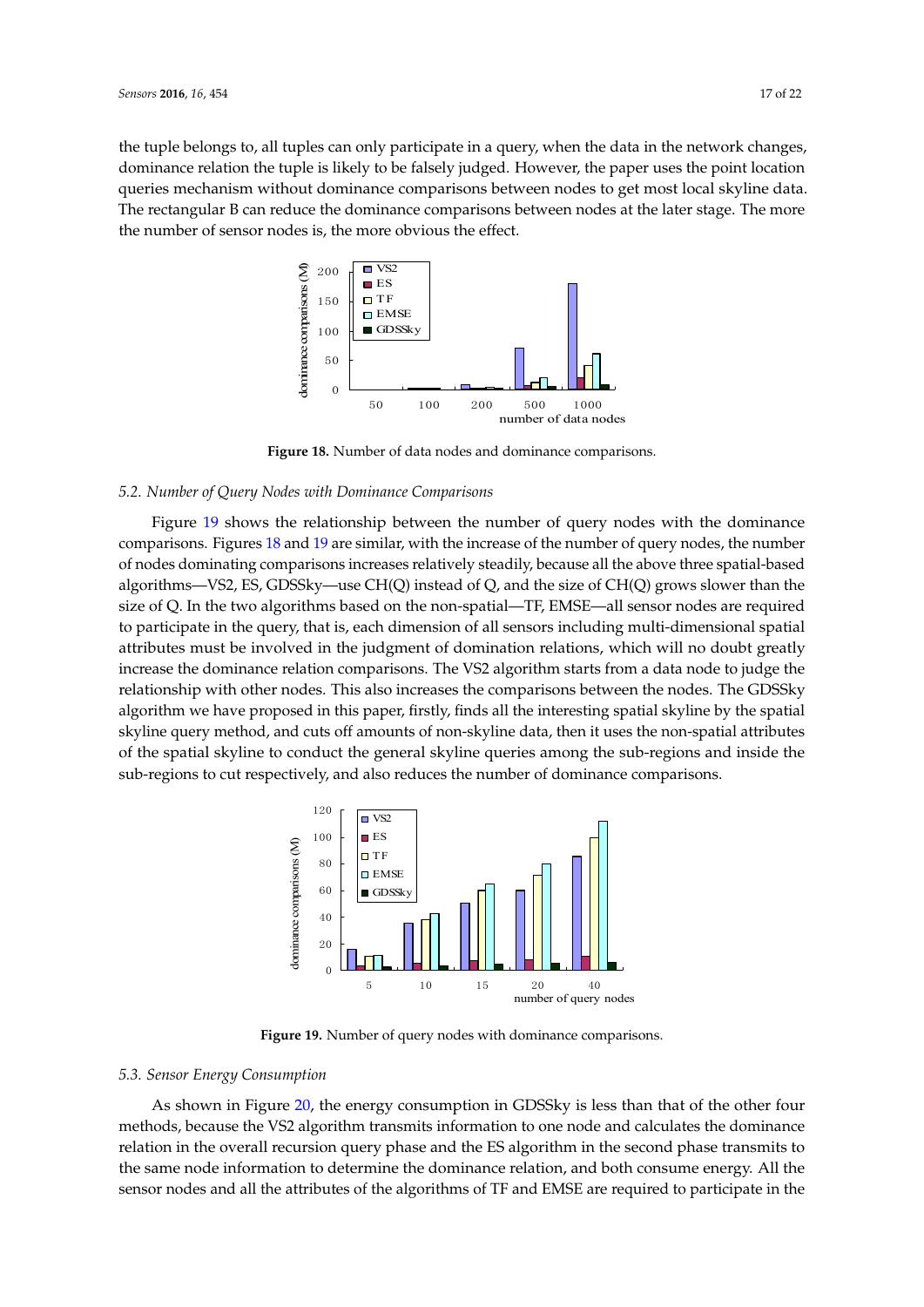the tuple belongs to, all tuples can only participate in a query, when the data in the network changes, dominance relation the tuple is likely to be falsely judged. However, the paper uses the point location queries mechanism without dominance comparisons between nodes to get most local skyline data. The rectangular B can reduce the dominance comparisons between nodes at the later stage. The more the number of sensor nodes is, the more obvious the effect.

**Figure 18.** Number of data nodes and dominance comparisons.

### *5.2. Number of Query Nodes with Dominance Comparisons*

Figure 19 shows the relationship between the number of query nodes with the dominance comparisons. Figures 18 and 19 are similar, with the increase of the number of query nodes, the number of nodes dominating comparisons increases relatively steadily, because all the above three spatial-based algorithms—VS2, ES, GDSSky—use CH(Q) instead of Q, and the size of CH(Q) grows slower than the size of Q. In the two algorithms based on the non-spatial—TF, EMSE—all sensor nodes are required to participate in the query, that is, each dimension of all sensors including multi-dimensional spatial attributes must be involved in the judgment of domination relations, which will no doubt greatly increase the dominance relation comparisons. The VS2 algorithm starts from a data node to judge the relationship with other nodes. This also increases the comparisons between the nodes. The GDSSky algorithm we have proposed in this paper, firstly, finds all the interesting spatial skyline by the spatial skyline query method, and cuts off amounts of non-skyline data, then it uses the non-spatial attributes of the spatial skyline to conduct the general skyline queries among the sub-regions and inside the sub-regions to cut respectively, and also reduces the number of dominance comparisons.

**Figure 19.** Number of query nodes with dominance comparisons.

### *5.3. Sensor Energy Consumption*

As shown in Figure 20, the energy consumption in GDSSky is less than that of the other four methods, because the VS2 algorithm transmits information to one node and calculates the dominance relation in the overall recursion query phase and the ES algorithm in the second phase transmits to the same node information to determine the dominance relation, and both consume energy. All the sensor nodes and all the attributes of the algorithms of TF and EMSE are required to participate in the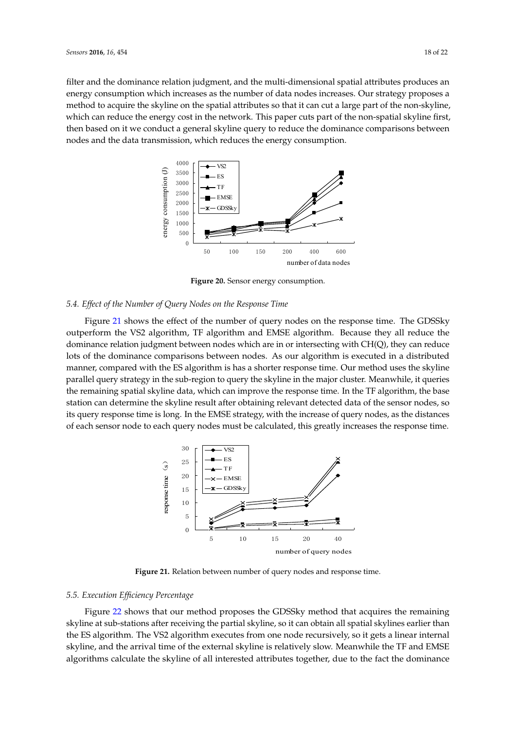filter and the dominance relation judgment, and the multi-dimensional spatial attributes produces an energy consumption which increases as the number of data nodes increases. Our strategy proposes a method to acquire the skyline on the spatial attributes so that it can cut a large part of the non-skyline, which can reduce the energy cost in the network. This paper cuts part of the non-spatial skyline first, then based on it we conduct a general skyline query to reduce the dominance comparisons between nodes and the data transmission, which reduces the energy consumption.

**Figure 20.** Sensor energy consumption.

### *5.4. Effect of the Number of Query Nodes on the Response Time*

Figure 21 shows the effect of the number of query nodes on the response time. The GDSSky outperform the VS2 algorithm, TF algorithm and EMSE algorithm. Because they all reduce the dominance relation judgment between nodes which are in or intersecting with CH(Q), they can reduce lots of the dominance comparisons between nodes. As our algorithm is executed in a distributed manner, compared with the ES algorithm is has a shorter response time. Our method uses the skyline parallel query strategy in the sub-region to query the skyline in the major cluster. Meanwhile, it queries the remaining spatial skyline data, which can improve the response time. In the TF algorithm, the base station can determine the skyline result after obtaining relevant detected data of the sensor nodes, so its query response time is long. In the EMSE strategy, with the increase of query nodes, as the distances of each sensor node to each query nodes must be calculated, this greatly increases the response time.

**Figure 21.** Relation between number of query nodes and response time.

### *5.5. Execution Efficiency Percentage*

Figure 22 shows that our method proposes the GDSSky method that acquires the remaining skyline at sub-stations after receiving the partial skyline, so it can obtain all spatial skylines earlier than the ES algorithm. The VS2 algorithm executes from one node recursively, so it gets a linear internal skyline, and the arrival time of the external skyline is relatively slow. Meanwhile the TF and EMSE algorithms calculate the skyline of all interested attributes together, due to the fact the dominance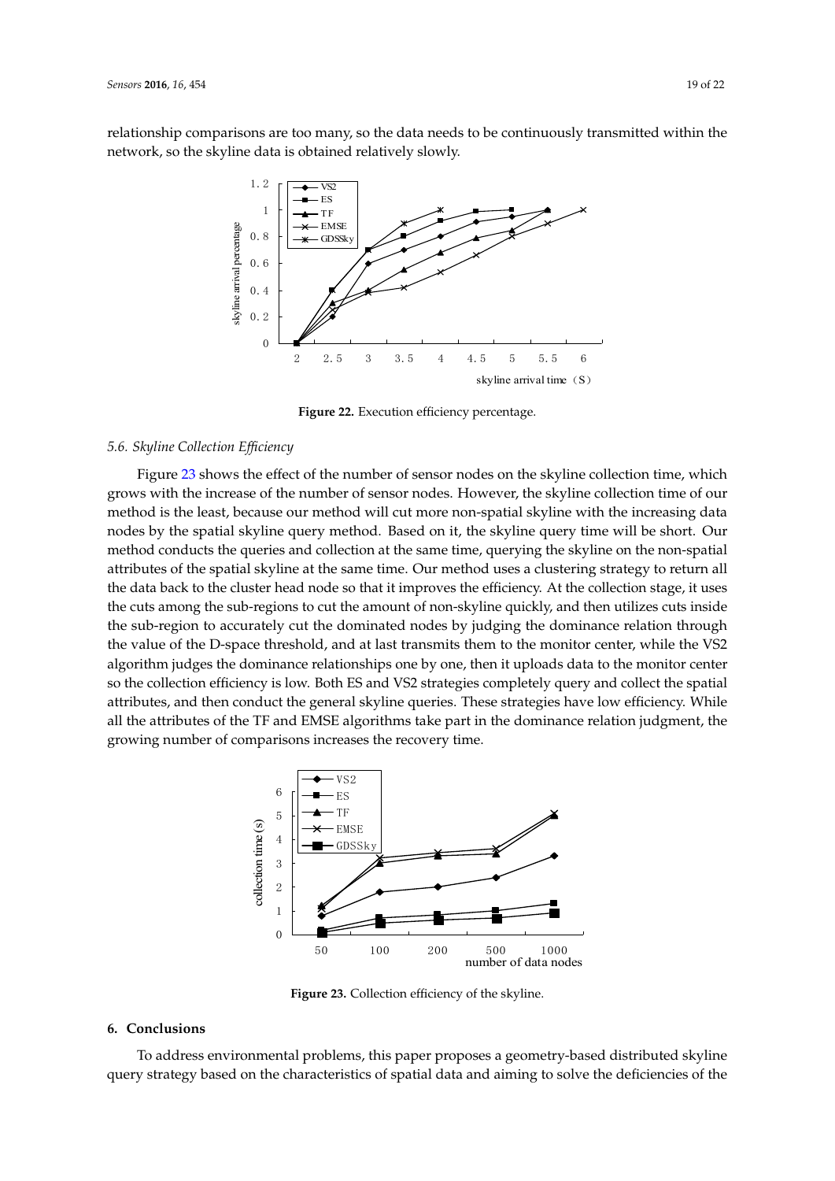relationship comparisons are too many, so the data needs to be continuously transmitted within the network, so the skyline data is obtained relatively slowly.

**Figure 22.** Execution efficiency percentage.

### 5.6. Skyline Collection Efficiency

Figure 23 shows the effect of the number of sensor nodes on the skyline collection time, which grows with the increase of the number of sensor nodes. However, the skyline collection time of our method is the least, because our method will cut more non-spatial skyline with the increasing data nodes by the spatial skyline query method. Based on it, the skyline query time will be short. Our method conducts the queries and collection at the same time, querying the skyline on the non-spatial attributes of the spatial skyline at the same time. Our method uses a clustering strategy to return all the data back to the cluster head node so that it improves the efficiency. At the collection stage, it uses the cuts among the sub-regions to cut the amount of non-skyline quickly, and then utilizes cuts inside the sub-region to accurately cut the dominated nodes by judging the dominance relation through the value of the D-space threshold, and at last transmits them to the monitor center, while the VS2 algorithm judges the dominance relationships one by one, then it uploads data to the monitor center so the collection efficiency is low. Both ES and VS2 strategies completely query and collect the spatial attributes, and then conduct the general skyline queries. These strategies have low efficiency. While all the attributes of the TF and EMSE algorithms take part in the dominance relation judgment, the growing number of comparisons increases the recovery time.

**Figure 23.** Collection efficiency of the skyline.

## 6. Conclusions

To address environmental problems, this paper proposes a geometry-based distributed skyline query strategy based on the characteristics of spatial data and aiming to solve the deficiencies of the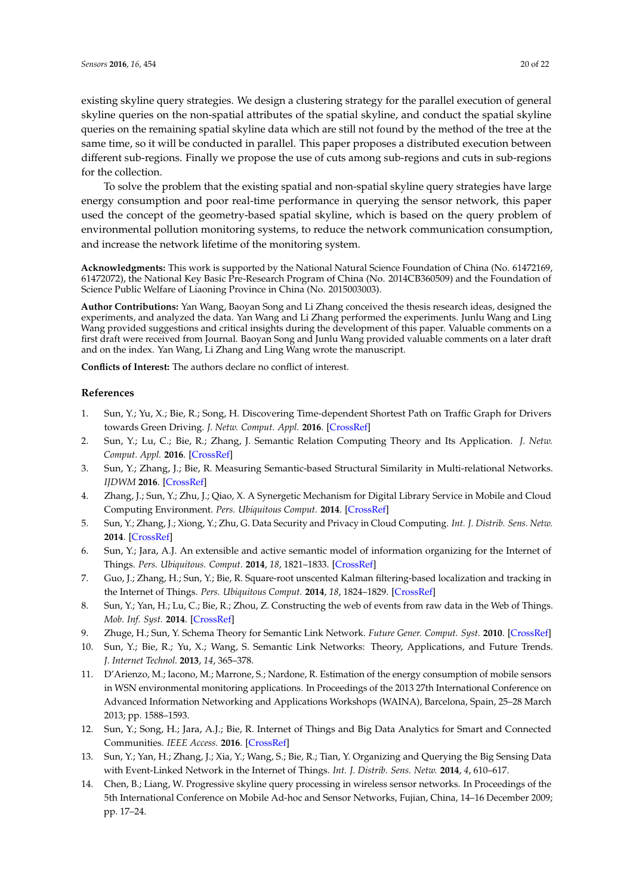existing skyline query strategies. We design a clustering strategy for the parallel execution of general skyline queries on the non-spatial attributes of the spatial skyline, and conduct the spatial skyline queries on the remaining spatial skyline data which are still not found by the method of the tree at the same time, so it will be conducted in parallel. This paper proposes a distributed execution between different sub-regions. Finally we propose the use of cuts among sub-regions and cuts in sub-regions for the collection.

To solve the problem that the existing spatial and non-spatial skyline query strategies have large energy consumption and poor real-time performance in querying the sensor network, this paper used the concept of the geometry-based spatial skyline, which is based on the query problem of environmental pollution monitoring systems, to reduce the network communication consumption, and increase the network lifetime of the monitoring system.

**Acknowledgments:** This work is supported by the National Natural Science Foundation of China (No. 61472169, 61472072), the National Key Basic Pre-Research Program of China (No. 2014CB360509) and the Foundation of Science Public Welfare of Liaoning Province in China (No. 2015003003).

**Author Contributions:** Yan Wang, Baoyan Song and Li Zhang conceived the thesis research ideas, designed the experiments, and analyzed the data. Yan Wang and Li Zhang performed the experiments. Junlu Wang and Ling Wang provided suggestions and critical insights during the development of this paper. Valuable comments on a first draft were received from Journal. Baoyan Song and Junlu Wang provided valuable comments on a later draft and on the index. Yan Wang, Li Zhang and Ling Wang wrote the manuscript.

**Conflicts of Interest:** The authors declare no conflict of interest.

## References

1. Sun, Y.; Yu, X.; Bie, R.; Song, H. Discovering Time-dependent Shortest Path on Traffic Graph for Drivers towards Green Driving. *J. Netw. Comput. Appl.* **2016**. [CrossRef]
2. Sun, Y.; Lu, C.; Bie, R.; Zhang, J. Semantic Relation Computing Theory and Its Application. *J. Netw. Comput. Appl.* **2016**. [CrossRef]
3. Sun, Y.; Zhang, J.; Bie, R. Measuring Semantic-based Structural Similarity in Multi-relational Networks. *IJDWM* **2016**. [CrossRef]
4. Zhang, J.; Sun, Y.; Zhu, J.; Qiao, X. A Synergetic Mechanism for Digital Library Service in Mobile and Cloud Computing Environment. *Pers. Ubiquitous Comput.* **2014**. [CrossRef]
5. Sun, Y.; Zhang, J.; Xiong, Y.; Zhu, G. Data Security and Privacy in Cloud Computing. *Int. J. Distrib. Sens. Netw.* **2014**. [CrossRef]
6. Sun, Y.; Jara, A.J. An extensible and active semantic model of information organizing for the Internet of Things. *Pers. Ubiquitous. Comput.* **2014**, *18*, 1821–1833. [CrossRef]
7. Guo, J.; Zhang, H.; Sun, Y.; Bie, R. Square-root unscented Kalman filtering-based localization and tracking in the Internet of Things. *Pers. Ubiquitous Comput.* **2014**, *18*, 1824–1829. [CrossRef]
8. Sun, Y.; Yan, H.; Lu, C.; Bie, R.; Zhou, Z. Constructing the web of events from raw data in the Web of Things. *Mob. Inf. Syst.* **2014**. [CrossRef]
9. Zhuge, H.; Sun, Y. Schema Theory for Semantic Link Network. *Future Gener. Comput. Syst.* **2010**. [CrossRef]
10. Sun, Y.; Bie, R.; Yu, X.; Wang, S. Semantic Link Networks: Theory, Applications, and Future Trends. *J. Internet Technol.* **2013**, *14*, 365–378.
11. D'Arienzo, M.; Iacono, M.; Marrone, S.; Nardone, R. Estimation of the energy consumption of mobile sensors in WSN environmental monitoring applications. In Proceedings of the 2013 27th International Conference on Advanced Information Networking and Applications Workshops (WAINA), Barcelona, Spain, 25–28 March 2013; pp. 1588–1593.
12. Sun, Y.; Song, H.; Jara, A.J.; Bie, R. Internet of Things and Big Data Analytics for Smart and Connected Communities. *IEEE Access.* **2016**. [CrossRef]
13. Sun, Y.; Yan, H.; Zhang, J.; Xia, Y.; Wang, S.; Bie, R.; Tian, Y. Organizing and Querying the Big Sensing Data with Event-Linked Network in the Internet of Things. *Int. J. Distrib. Sens. Netw.* **2014**, *4*, 610–617.
14. Chen, B.; Liang, W. Progressive skyline query processing in wireless sensor networks. In Proceedings of the 5th International Conference on Mobile Ad-hoc and Sensor Networks, Fujian, China, 14–16 December 2009; pp. 17–24.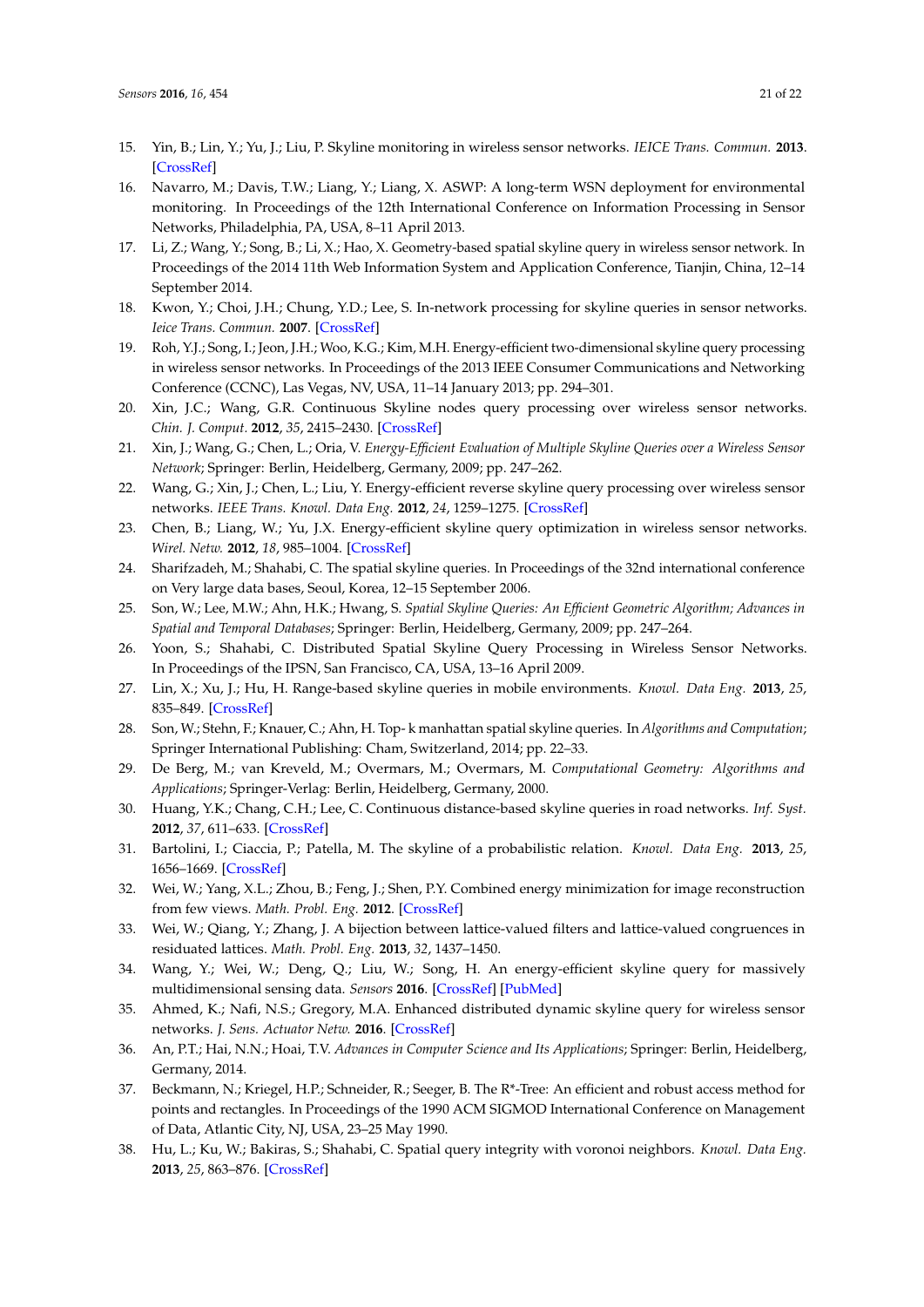15. Yin, B.; Lin, Y.; Yu, J.; Liu, P. Skyline monitoring in wireless sensor networks. *IEICE Trans. Commun.* **2013**. [CrossRef]
16. Navarro, M.; Davis, T.W.; Liang, Y.; Liang, X. ASWP: A long-term WSN deployment for environmental monitoring. In Proceedings of the 12th International Conference on Information Processing in Sensor Networks, Philadelphia, PA, USA, 8–11 April 2013.
17. Li, Z.; Wang, Y.; Song, B.; Li, X.; Hao, X. Geometry-based spatial skyline query in wireless sensor network. In Proceedings of the 2014 11th Web Information System and Application Conference, Tianjin, China, 12–14 September 2014.
18. Kwon, Y.; Choi, J.H.; Chung, Y.D.; Lee, S. In-network processing for skyline queries in sensor networks. *Ieice Trans. Commun.* **2007**. [CrossRef]
19. Roh, Y.J.; Song, I.; Jeon, J.H.; Woo, K.G.; Kim, M.H. Energy-efficient two-dimensional skyline query processing in wireless sensor networks. In Proceedings of the 2013 IEEE Consumer Communications and Networking Conference (CCNC), Las Vegas, NV, USA, 11–14 January 2013; pp. 294–301.
20. Xin, J.C.; Wang, G.R. Continuous Skyline nodes query processing over wireless sensor networks. *Chin. J. Comput.* **2012**, *35*, 2415–2430. [CrossRef]
21. Xin, J.; Wang, G.; Chen, L.; Oria, V. *Energy-Efficient Evaluation of Multiple Skyline Queries over a Wireless Sensor Network*; Springer: Berlin, Heidelberg, Germany, 2009; pp. 247–262.
22. Wang, G.; Xin, J.; Chen, L.; Liu, Y. Energy-efficient reverse skyline query processing over wireless sensor networks. *IEEE Trans. Knowl. Data Eng.* **2012**, *24*, 1259–1275. [CrossRef]
23. Chen, B.; Liang, W.; Yu, J.X. Energy-efficient skyline query optimization in wireless sensor networks. *Wirel. Netw.* **2012**, *18*, 985–1004. [CrossRef]
24. Sharifzadeh, M.; Shahabi, C. The spatial skyline queries. In Proceedings of the 32nd international conference on Very large data bases, Seoul, Korea, 12–15 September 2006.
25. Son, W.; Lee, M.W.; Ahn, H.K.; Hwang, S. *Spatial Skyline Queries: An Efficient Geometric Algorithm; Advances in Spatial and Temporal Databases*; Springer: Berlin, Heidelberg, Germany, 2009; pp. 247–264.
26. Yoon, S.; Shahabi, C. Distributed Spatial Skyline Query Processing in Wireless Sensor Networks. In Proceedings of the IPSN, San Francisco, CA, USA, 13–16 April 2009.
27. Lin, X.; Xu, J.; Hu, H. Range-based skyline queries in mobile environments. *Knowl. Data Eng.* **2013**, *25*, 835–849. [CrossRef]
28. Son, W.; Stehn, F.; Knauer, C.; Ahn, H. Top- k manhattan spatial skyline queries. In *Algorithms and Computation*; Springer International Publishing: Cham, Switzerland, 2014; pp. 22–33.
29. De Berg, M.; van Kreveld, M.; Overmars, M.; Overmars, M. *Computational Geometry: Algorithms and Applications*; Springer-Verlag: Berlin, Heidelberg, Germany, 2000.
30. Huang, Y.K.; Chang, C.H.; Lee, C. Continuous distance-based skyline queries in road networks. *Inf. Syst.* **2012**, *37*, 611–633. [CrossRef]
31. Bartolini, I.; Ciaccia, P.; Patella, M. The skyline of a probabilistic relation. *Knowl. Data Eng.* **2013**, *25*, 1656–1669. [CrossRef]
32. Wei, W.; Yang, X.L.; Zhou, B.; Feng, J.; Shen, P.Y. Combined energy minimization for image reconstruction from few views. *Math. Probl. Eng.* **2012**. [CrossRef]
33. Wei, W.; Qiang, Y.; Zhang, J. A bijection between lattice-valued filters and lattice-valued congruences in residuated lattices. *Math. Probl. Eng.* **2013**, *32*, 1437–1450.
34. Wang, Y.; Wei, W.; Deng, Q.; Liu, W.; Song, H. An energy-efficient skyline query for massively multidimensional sensing data. *Sensors* **2016**. [CrossRef] [PubMed]
35. Ahmed, K.; Nafi, N.S.; Gregory, M.A. Enhanced distributed dynamic skyline query for wireless sensor networks. *J. Sens. Actuator Netw.* **2016**. [CrossRef]
36. An, P.T.; Hai, N.N.; Hoai, T.V. *Advances in Computer Science and Its Applications*; Springer: Berlin, Heidelberg, Germany, 2014.
37. Beckmann, N.; Kriegel, H.P.; Schneider, R.; Seeger, B. The R*-Tree: An efficient and robust access method for points and rectangles. In Proceedings of the 1990 ACM SIGMOD International Conference on Management of Data, Atlantic City, NJ, USA, 23–25 May 1990.
38. Hu, L.; Ku, W.; Bakiras, S.; Shahabi, C. Spatial query integrity with voronoi neighbors. *Knowl. Data Eng.* **2013**, *25*, 863–876. [CrossRef]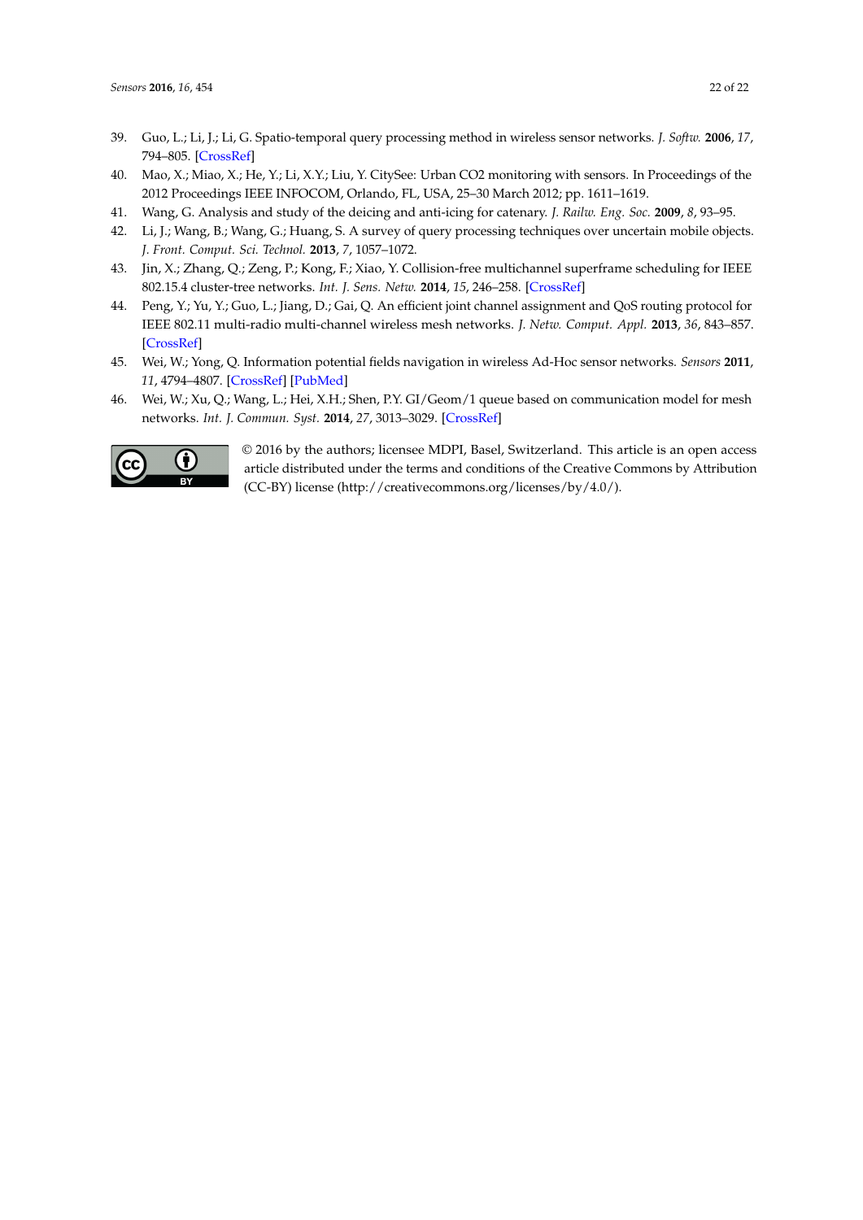39. Guo, L.; Li, J.; Li, G. Spatio-temporal query processing method in wireless sensor networks. *J. Softw.* **2006**, *17*, 794–805. [CrossRef]
40. Mao, X.; Miao, X.; He, Y.; Li, X.Y.; Liu, Y. CitySee: Urban CO2 monitoring with sensors. In Proceedings of the 2012 Proceedings IEEE INFOCOM, Orlando, FL, USA, 25–30 March 2012; pp. 1611–1619.
41. Wang, G. Analysis and study of the deicing and anti-icing for catenary. *J. Railw. Eng. Soc.* **2009**, *8*, 93–95.
42. Li, J.; Wang, B.; Wang, G.; Huang, S. A survey of query processing techniques over uncertain mobile objects. *J. Front. Comput. Sci. Technol.* **2013**, *7*, 1057–1072.
43. Jin, X.; Zhang, Q.; Zeng, P.; Kong, F.; Xiao, Y. Collision-free multichannel superframe scheduling for IEEE 802.15.4 cluster-tree networks. *Int. J. Sens. Netw.* **2014**, *15*, 246–258. [CrossRef]
44. Peng, Y.; Yu, Y.; Guo, L.; Jiang, D.; Gai, Q. An efficient joint channel assignment and QoS routing protocol for IEEE 802.11 multi-radio multi-channel wireless mesh networks. *J. Netw. Comput. Appl.* **2013**, *36*, 843–857. [CrossRef]
45. Wei, W.; Yong, Q. Information potential fields navigation in wireless Ad-Hoc sensor networks. *Sensors* **2011**, *11*, 4794–4807. [CrossRef] [PubMed]
46. Wei, W.; Xu, Q.; Wang, L.; Hei, X.H.; Shen, P.Y. GI/Geom/1 queue based on communication model for mesh networks. *Int. J. Commun. Syst.* **2014**, *27*, 3013–3029. [CrossRef]

© 2016 by the authors; licensee MDPI, Basel, Switzerland. This article is an open access article distributed under the terms and conditions of the Creative Commons by Attribution (CC-BY) license (http://creativecommons.org/licenses/by/4.0/).